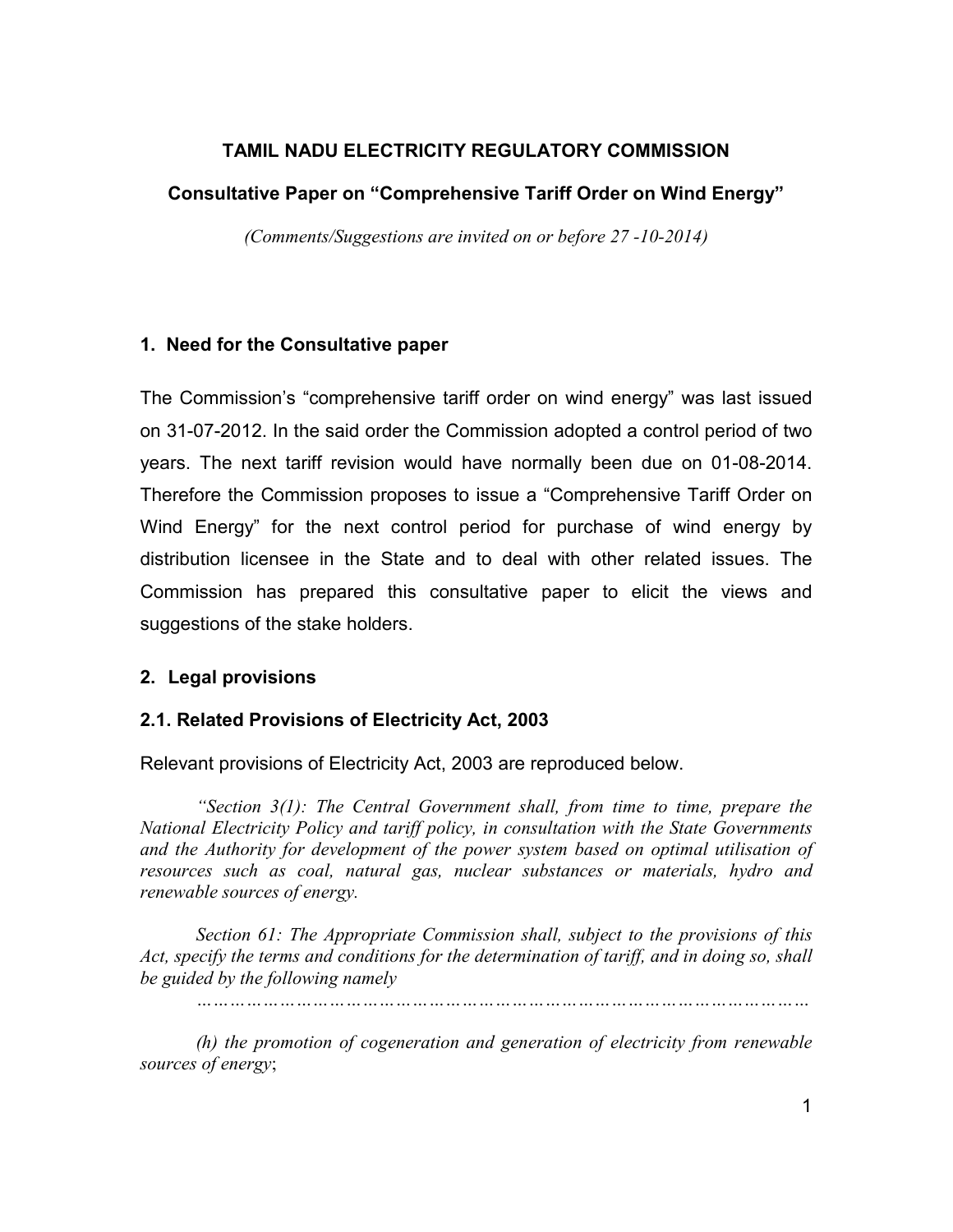# TAMIL NADU ELECTRICITY REGULATORY COMMISSION

## Consultative Paper on "Comprehensive Tariff Order on Wind Energy"

*(Comments/Suggestions are invited on or before 27 -10-2014)*

### 1. Need for the Consultative paper

The Commission's "comprehensive tariff order on wind energy" was last issued on 31-07-2012. In the said order the Commission adopted a control period of two years. The next tariff revision would have normally been due on 01-08-2014. Therefore the Commission proposes to issue a "Comprehensive Tariff Order on Wind Energy" for the next control period for purchase of wind energy by distribution licensee in the State and to deal with other related issues. The Commission has prepared this consultative paper to elicit the views and suggestions of the stake holders.

### 2. Legal provisions

#### 2.1. Related Provisions of Electricity Act, 2003

Relevant provisions of Electricity Act, 2003 are reproduced below.

*"Section 3(1): The Central Government shall, from time to time, prepare the National Electricity Policy and tariff policy, in consultation with the State Governments and the Authority for development of the power system based on optimal utilisation of resources such as coal, natural gas, nuclear substances or materials, hydro and renewable sources of energy.*

*Section 61: The Appropriate Commission shall, subject to the provisions of this Act, specify the terms and conditions for the determination of tariff, and in doing so, shall be guided by the following namely*

*……………………………………………………………………………………………*

*(h) the promotion of cogeneration and generation of electricity from renewable sources of energy*;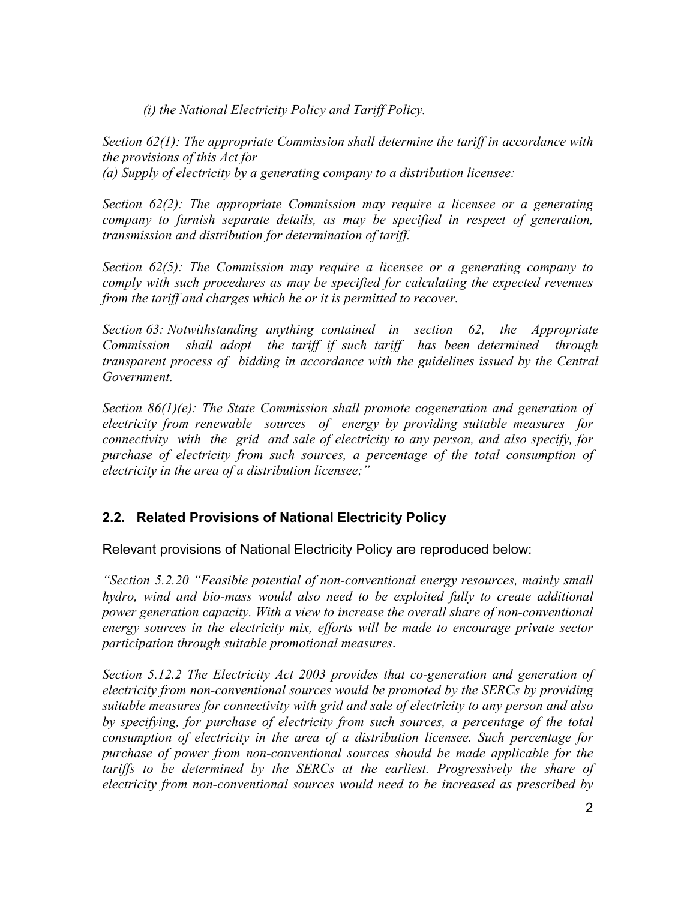*(i) the National Electricity Policy and Tariff Policy.*

*Section 62(1): The appropriate Commission shall determine the tariff in accordance with the provisions of this Act for –*
*(a) Supply of electricity by a generating company to a distribution licensee:*

*Section 62(2): The appropriate Commission may require a licensee or a generating company to furnish separate details, as may be specified in respect of generation, transmission and distribution for determination of tariff.*

*Section 62(5): The Commission may require a licensee or a generating company to comply with such procedures as may be specified for calculating the expected revenues from the tariff and charges which he or it is permitted to recover.*

*Section 63: Notwithstanding anything contained in section 62, the Appropriate Commission shall adopt the tariff if such tariff has been determined through transparent process of bidding in accordance with the guidelines issued by the Central Government.*

*Section 86(1)(e): The State Commission shall promote cogeneration and generation of electricity from renewable sources of energy by providing suitable measures for connectivity with the grid and sale of electricity to any person, and also specify, for purchase of electricity from such sources, a percentage of the total consumption of electricity in the area of a distribution licensee;"*

## 2.2. Related Provisions of National Electricity Policy

Relevant provisions of National Electricity Policy are reproduced below:

*"Section 5.2.20 "Feasible potential of non-conventional energy resources, mainly small hydro, wind and bio-mass would also need to be exploited fully to create additional power generation capacity. With a view to increase the overall share of non-conventional energy sources in the electricity mix, efforts will be made to encourage private sector participation through suitable promotional measures.*

*Section 5.12.2 The Electricity Act 2003 provides that co-generation and generation of electricity from non-conventional sources would be promoted by the SERCs by providing suitable measures for connectivity with grid and sale of electricity to any person and also by specifying, for purchase of electricity from such sources, a percentage of the total consumption of electricity in the area of a distribution licensee. Such percentage for purchase of power from non-conventional sources should be made applicable for the tariffs to be determined by the SERCs at the earliest. Progressively the share of electricity from non-conventional sources would need to be increased as prescribed by*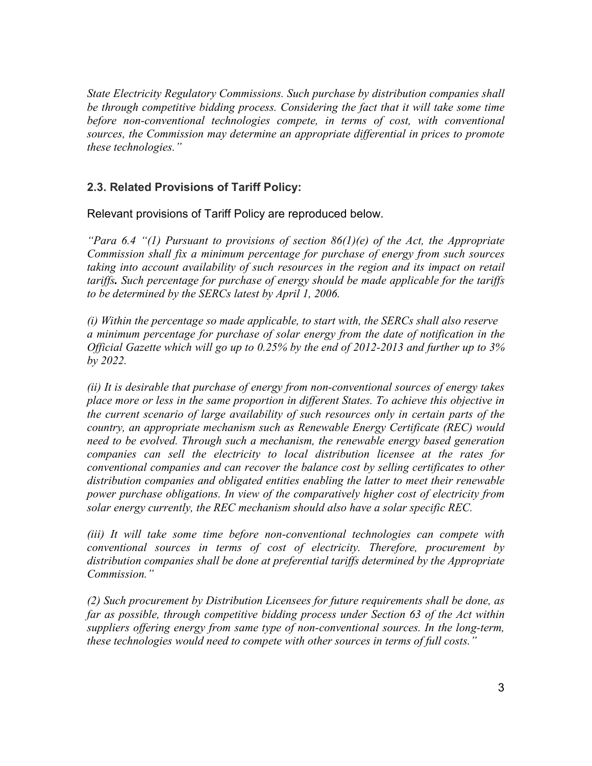*State Electricity Regulatory Commissions. Such purchase by distribution companies shall be through competitive bidding process. Considering the fact that it will take some time before non-conventional technologies compete, in terms of cost, with conventional sources, the Commission may determine an appropriate differential in prices to promote these technologies."*

### 2.3. Related Provisions of Tariff Policy:

Relevant provisions of Tariff Policy are reproduced below.

*"Para 6.4 "(1) Pursuant to provisions of section 86(1)(e) of the Act, the Appropriate Commission shall fix a minimum percentage for purchase of energy from such sources taking into account availability of such resources in the region and its impact on retail tariffs.* ***Such percentage for purchase of energy should be made applicable for the tariffs to be determined by the SERCs latest by April 1, 2006.***

*(i) Within the percentage so made applicable, to start with, the SERCs shall also reserve a minimum percentage for purchase of solar energy from the date of notification in the Official Gazette which will go up to 0.25% by the end of 2012-2013 and further up to 3% by 2022.*

*(ii) It is desirable that purchase of energy from non-conventional sources of energy takes place more or less in the same proportion in different States. To achieve this objective in the current scenario of large availability of such resources only in certain parts of the country, an appropriate mechanism such as Renewable Energy Certificate (REC) would need to be evolved. Through such a mechanism, the renewable energy based generation companies can sell the electricity to local distribution licensee at the rates for conventional companies and can recover the balance cost by selling certificates to other distribution companies and obligated entities enabling the latter to meet their renewable power purchase obligations. In view of the comparatively higher cost of electricity from solar energy currently, the REC mechanism should also have a solar specific REC.*

*(iii) It will take some time before non-conventional technologies can compete with conventional sources in terms of cost of electricity. Therefore, procurement by distribution companies shall be done at preferential tariffs determined by the Appropriate Commission."*

*(2) Such procurement by Distribution Licensees for future requirements shall be done, as far as possible, through competitive bidding process under Section 63 of the Act within suppliers offering energy from same type of non-conventional sources. In the long-term, these technologies would need to compete with other sources in terms of full costs."*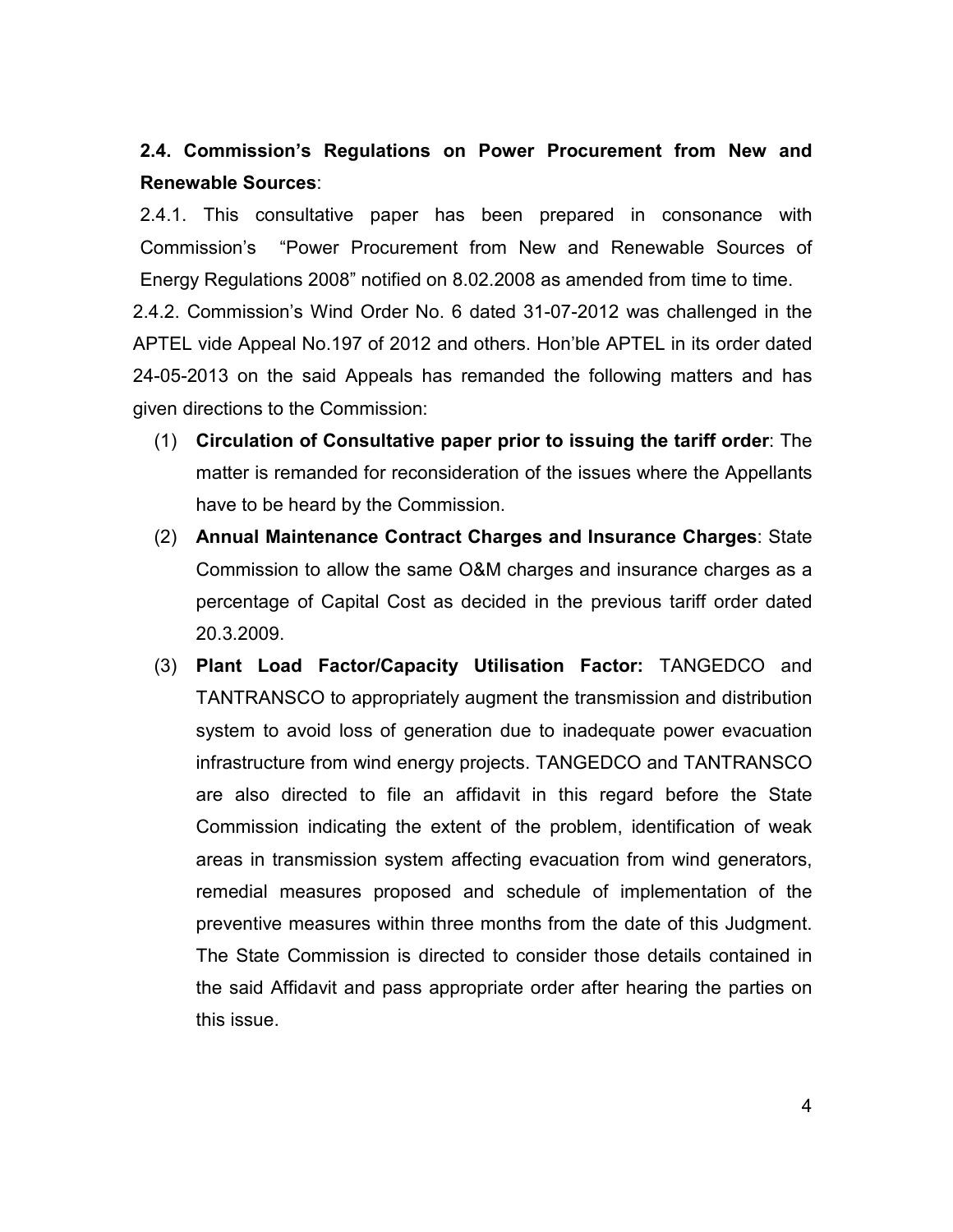## 2.4. Commission's Regulations on Power Procurement from New and Renewable Sources:

2.4.1. This consultative paper has been prepared in consonance with Commission's "Power Procurement from New and Renewable Sources of Energy Regulations 2008" notified on 8.02.2008 as amended from time to time.

2.4.2. Commission's Wind Order No. 6 dated 31-07-2012 was challenged in the APTEL vide Appeal No.197 of 2012 and others. Hon'ble APTEL in its order dated 24-05-2013 on the said Appeals has remanded the following matters and has given directions to the Commission:

(1) **Circulation of Consultative paper prior to issuing the tariff order**: The matter is remanded for reconsideration of the issues where the Appellants have to be heard by the Commission.

(2) **Annual Maintenance Contract Charges and Insurance Charges**: State Commission to allow the same O&M charges and insurance charges as a percentage of Capital Cost as decided in the previous tariff order dated 20.3.2009.

(3) **Plant Load Factor/Capacity Utilisation Factor:** TANGEDCO and TANTRANSCO to appropriately augment the transmission and distribution system to avoid loss of generation due to inadequate power evacuation infrastructure from wind energy projects. TANGEDCO and TANTRANSCO are also directed to file an affidavit in this regard before the State Commission indicating the extent of the problem, identification of weak areas in transmission system affecting evacuation from wind generators, remedial measures proposed and schedule of implementation of the preventive measures within three months from the date of this Judgment. The State Commission is directed to consider those details contained in the said Affidavit and pass appropriate order after hearing the parties on this issue.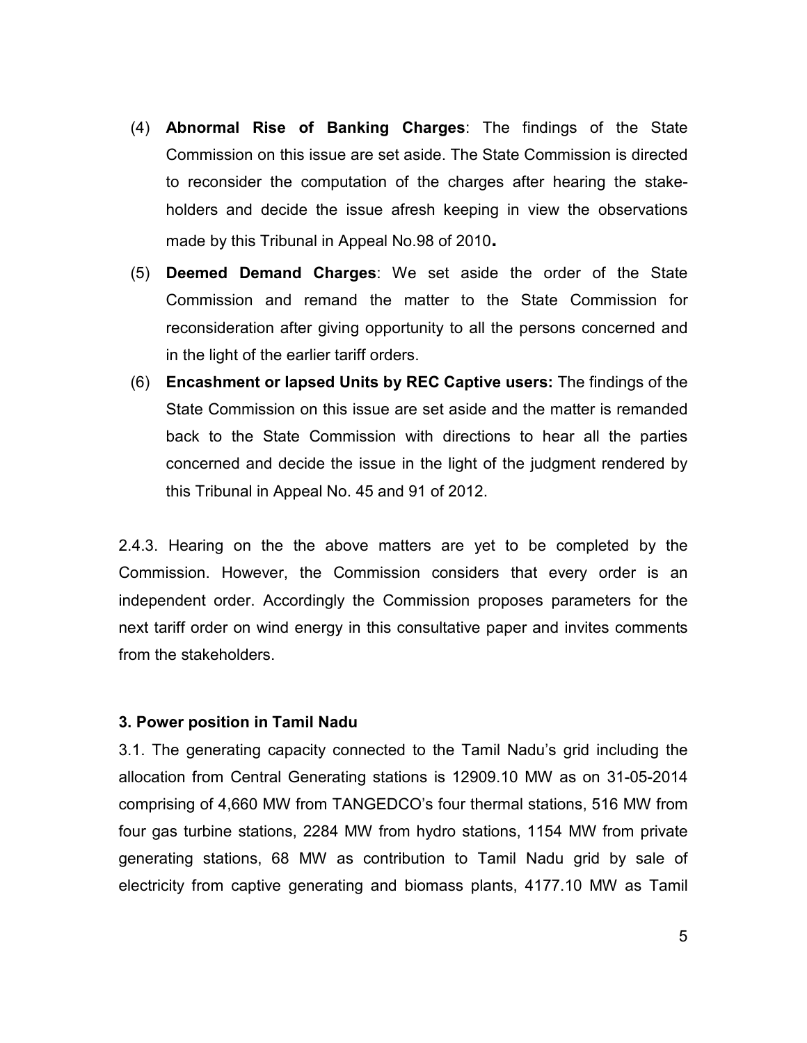(4) **Abnormal Rise of Banking Charges**: The findings of the State Commission on this issue are set aside. The State Commission is directed to reconsider the computation of the charges after hearing the stake-holders and decide the issue afresh keeping in view the observations made by this Tribunal in Appeal No.98 of 2010**.**

(5) **Deemed Demand Charges**: We set aside the order of the State Commission and remand the matter to the State Commission for reconsideration after giving opportunity to all the persons concerned and in the light of the earlier tariff orders.

(6) **Encashment or lapsed Units by REC Captive users:** The findings of the State Commission on this issue are set aside and the matter is remanded back to the State Commission with directions to hear all the parties concerned and decide the issue in the light of the judgment rendered by this Tribunal in Appeal No. 45 and 91 of 2012.

2.4.3. Hearing on the the above matters are yet to be completed by the Commission. However, the Commission considers that every order is an independent order. Accordingly the Commission proposes parameters for the next tariff order on wind energy in this consultative paper and invites comments from the stakeholders.

**3. Power position in Tamil Nadu**

3.1. The generating capacity connected to the Tamil Nadu's grid including the allocation from Central Generating stations is 12909.10 MW as on 31-05-2014 comprising of 4,660 MW from TANGEDCO's four thermal stations, 516 MW from four gas turbine stations, 2284 MW from hydro stations, 1154 MW from private generating stations, 68 MW as contribution to Tamil Nadu grid by sale of electricity from captive generating and biomass plants, 4177.10 MW as Tamil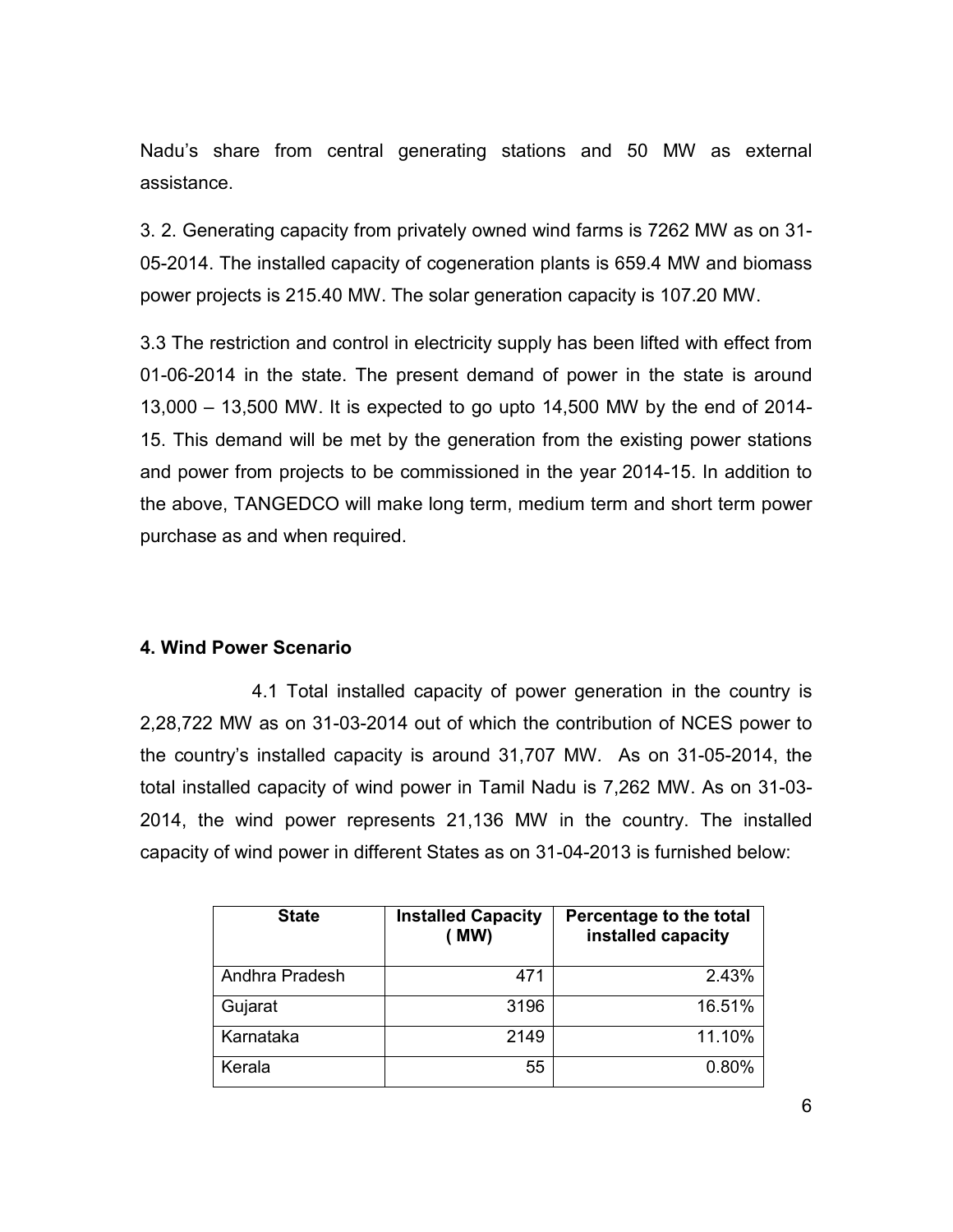Nadu's share from central generating stations and 50 MW as external assistance.

3. 2. Generating capacity from privately owned wind farms is 7262 MW as on 31-05-2014. The installed capacity of cogeneration plants is 659.4 MW and biomass power projects is 215.40 MW. The solar generation capacity is 107.20 MW.

3.3 The restriction and control in electricity supply has been lifted with effect from 01-06-2014 in the state. The present demand of power in the state is around 13,000 – 13,500 MW. It is expected to go upto 14,500 MW by the end of 2014-15. This demand will be met by the generation from the existing power stations and power from projects to be commissioned in the year 2014-15. In addition to the above, TANGEDCO will make long term, medium term and short term power purchase as and when required.

**4. Wind Power Scenario**

4.1 Total installed capacity of power generation in the country is 2,28,722 MW as on 31-03-2014 out of which the contribution of NCES power to the country's installed capacity is around 31,707 MW. As on 31-05-2014, the total installed capacity of wind power in Tamil Nadu is 7,262 MW. As on 31-03-2014, the wind power represents 21,136 MW in the country. The installed capacity of wind power in different States as on 31-04-2013 is furnished below:

| State | Installed Capacity ( MW) | Percentage to the total installed capacity |
|---|---|---|
| Andhra Pradesh | 471 | 2.43% |
| Gujarat | 3196 | 16.51% |
| Karnataka | 2149 | 11.10% |
| Kerala | 55 | 0.80% |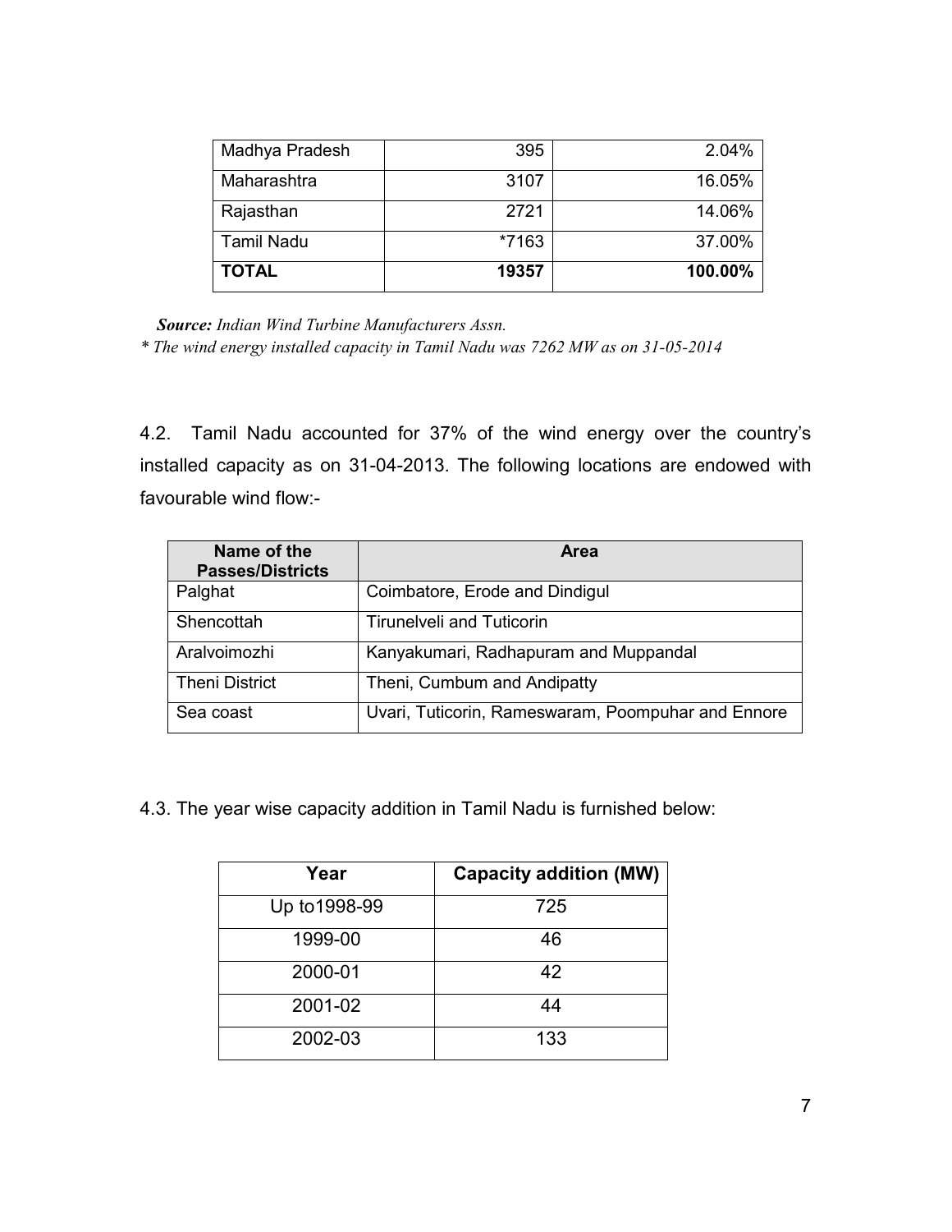| Madhya Pradesh | 395 | 2.04% |
|---|---|---|
| Maharashtra | 3107 | 16.05% |
| Rajasthan | 2721 | 14.06% |
| Tamil Nadu | *7163 | 37.00% |
| **TOTAL** | **19357** | **100.00%** |

***Source:*** *Indian Wind Turbine Manufacturers Assn.*

** The wind energy installed capacity in Tamil Nadu was 7262 MW as on 31-05-2014*

4.2. Tamil Nadu accounted for 37% of the wind energy over the country's installed capacity as on 31-04-2013. The following locations are endowed with favourable wind flow:-

| Name of the Passes/Districts | Area |
|---|---|
| Palghat | Coimbatore, Erode and Dindigul |
| Shencottah | Tirunelveli and Tuticorin |
| Aralvoimozhi | Kanyakumari, Radhapuram and Muppandal |
| Theni District | Theni, Cumbum and Andipatty |
| Sea coast | Uvari, Tuticorin, Rameswaram, Poompuhar and Ennore |

4.3. The year wise capacity addition in Tamil Nadu is furnished below:

| Year | Capacity addition (MW) |
|---|---|
| Up to1998-99 | 725 |
| 1999-00 | 46 |
| 2000-01 | 42 |
| 2001-02 | 44 |
| 2002-03 | 133 |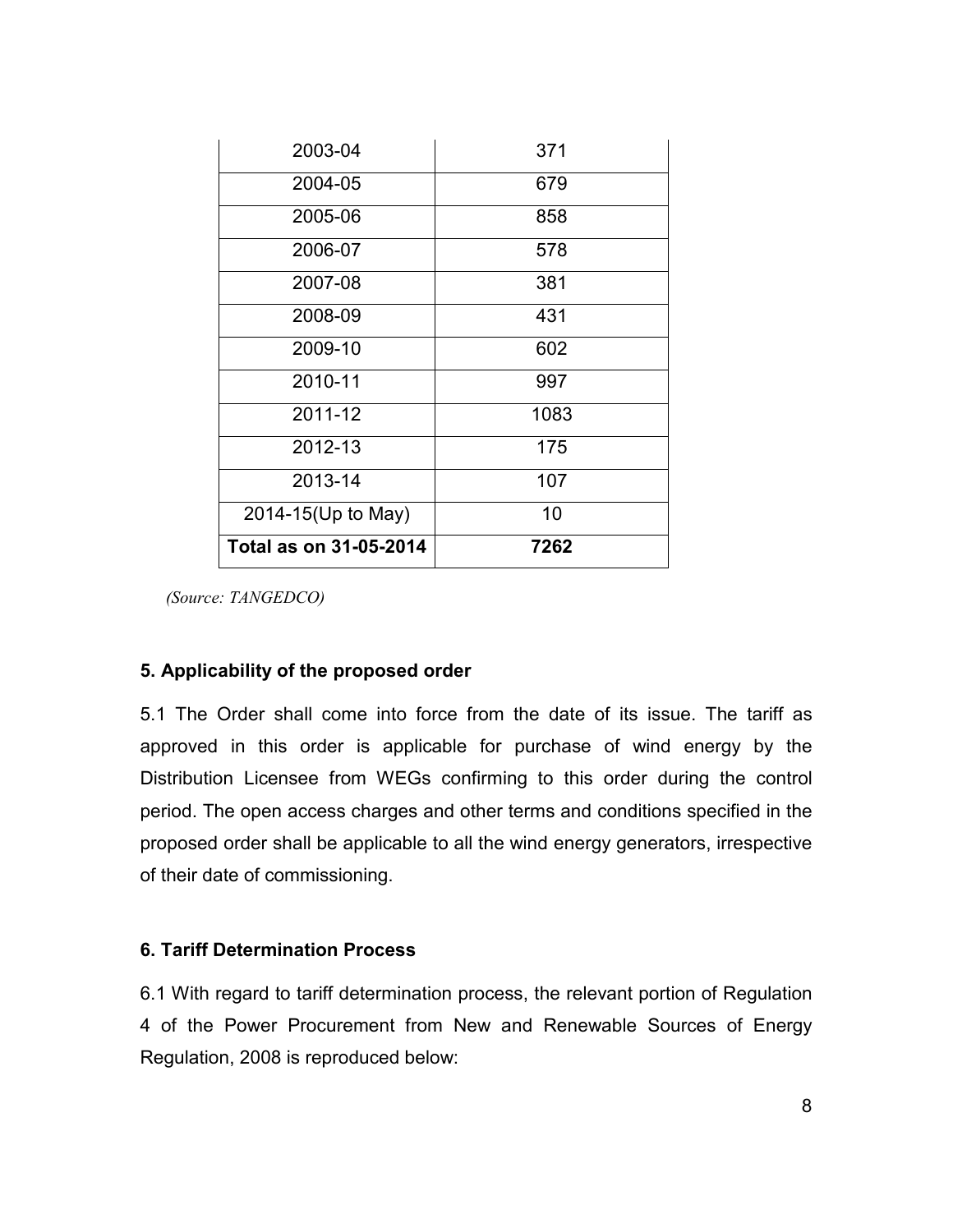| | |
|---|---|
| 2003-04 | 371 |
| 2004-05 | 679 |
| 2005-06 | 858 |
| 2006-07 | 578 |
| 2007-08 | 381 |
| 2008-09 | 431 |
| 2009-10 | 602 |
| 2010-11 | 997 |
| 2011-12 | 1083 |
| 2012-13 | 175 |
| 2013-14 | 107 |
| 2014-15(Up to May) | 10 |
| **Total as on 31-05-2014** | **7262** |

*(Source: TANGEDCO)*

### 5. Applicability of the proposed order

5.1 The Order shall come into force from the date of its issue. The tariff as approved in this order is applicable for purchase of wind energy by the Distribution Licensee from WEGs confirming to this order during the control period. The open access charges and other terms and conditions specified in the proposed order shall be applicable to all the wind energy generators, irrespective of their date of commissioning.

### 6. Tariff Determination Process

6.1 With regard to tariff determination process, the relevant portion of Regulation 4 of the Power Procurement from New and Renewable Sources of Energy Regulation, 2008 is reproduced below: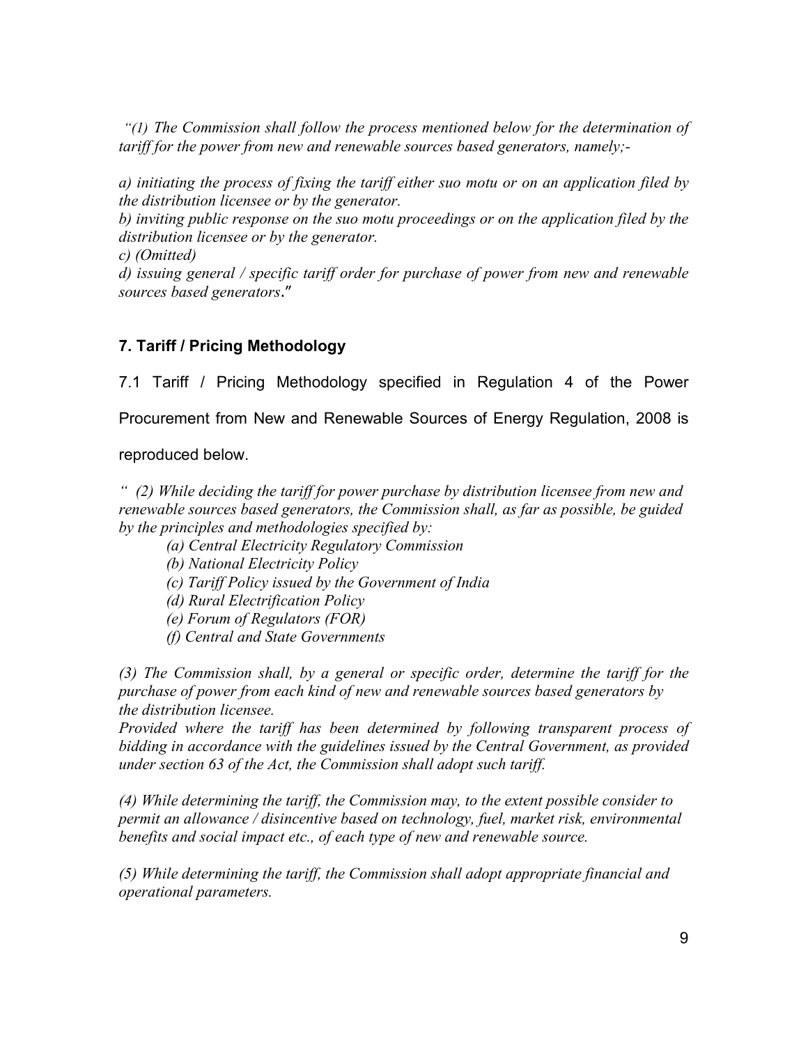*"(1) The Commission shall follow the process mentioned below for the determination of tariff for the power from new and renewable sources based generators, namely;-*

*a) initiating the process of fixing the tariff either suo motu or on an application filed by the distribution licensee or by the generator.*
*b) inviting public response on the suo motu proceedings or on the application filed by the distribution licensee or by the generator.*
*c) (Omitted)*
*d) issuing general / specific tariff order for purchase of power from new and renewable sources based generators."*

## 7. Tariff / Pricing Methodology

7.1 Tariff / Pricing Methodology specified in Regulation 4 of the Power Procurement from New and Renewable Sources of Energy Regulation, 2008 is reproduced below.

*" (2) While deciding the tariff for power purchase by distribution licensee from new and renewable sources based generators, the Commission shall, as far as possible, be guided by the principles and methodologies specified by:*

*(a) Central Electricity Regulatory Commission*
*(b) National Electricity Policy*
*(c) Tariff Policy issued by the Government of India*
*(d) Rural Electrification Policy*
*(e) Forum of Regulators (FOR)*
*(f) Central and State Governments*

*(3) The Commission shall, by a general or specific order, determine the tariff for the purchase of power from each kind of new and renewable sources based generators by the distribution licensee.*
*Provided where the tariff has been determined by following transparent process of bidding in accordance with the guidelines issued by the Central Government, as provided under section 63 of the Act, the Commission shall adopt such tariff.*

*(4) While determining the tariff, the Commission may, to the extent possible consider to permit an allowance / disincentive based on technology, fuel, market risk, environmental benefits and social impact etc., of each type of new and renewable source.*

*(5) While determining the tariff, the Commission shall adopt appropriate financial and operational parameters.*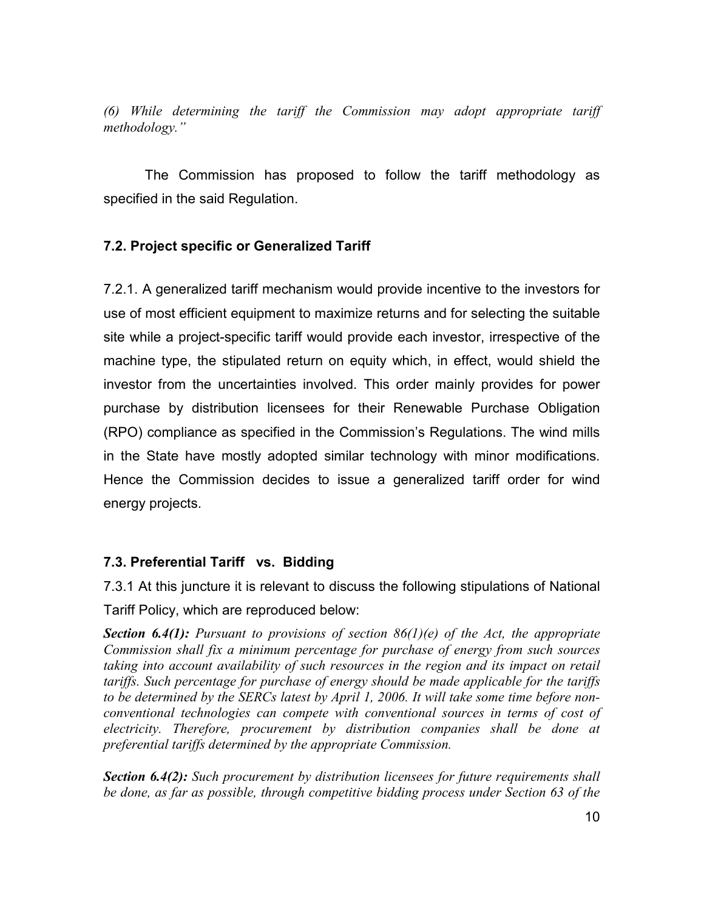*(6) While determining the tariff the Commission may adopt appropriate tariff methodology."*

The Commission has proposed to follow the tariff methodology as specified in the said Regulation.

### 7.2. Project specific or Generalized Tariff

7.2.1. A generalized tariff mechanism would provide incentive to the investors for use of most efficient equipment to maximize returns and for selecting the suitable site while a project-specific tariff would provide each investor, irrespective of the machine type, the stipulated return on equity which, in effect, would shield the investor from the uncertainties involved. This order mainly provides for power purchase by distribution licensees for their Renewable Purchase Obligation (RPO) compliance as specified in the Commission's Regulations. The wind mills in the State have mostly adopted similar technology with minor modifications. Hence the Commission decides to issue a generalized tariff order for wind energy projects.

### 7.3. Preferential Tariff vs. Bidding

7.3.1 At this juncture it is relevant to discuss the following stipulations of National Tariff Policy, which are reproduced below:

***Section 6.4(1):*** *Pursuant to provisions of section 86(1)(e) of the Act, the appropriate Commission shall fix a minimum percentage for purchase of energy from such sources taking into account availability of such resources in the region and its impact on retail tariffs. Such percentage for purchase of energy should be made applicable for the tariffs to be determined by the SERCs latest by April 1, 2006. It will take some time before non-conventional technologies can compete with conventional sources in terms of cost of electricity. Therefore, procurement by distribution companies shall be done at preferential tariffs determined by the appropriate Commission.*

***Section 6.4(2):*** *Such procurement by distribution licensees for future requirements shall be done, as far as possible, through competitive bidding process under Section 63 of the*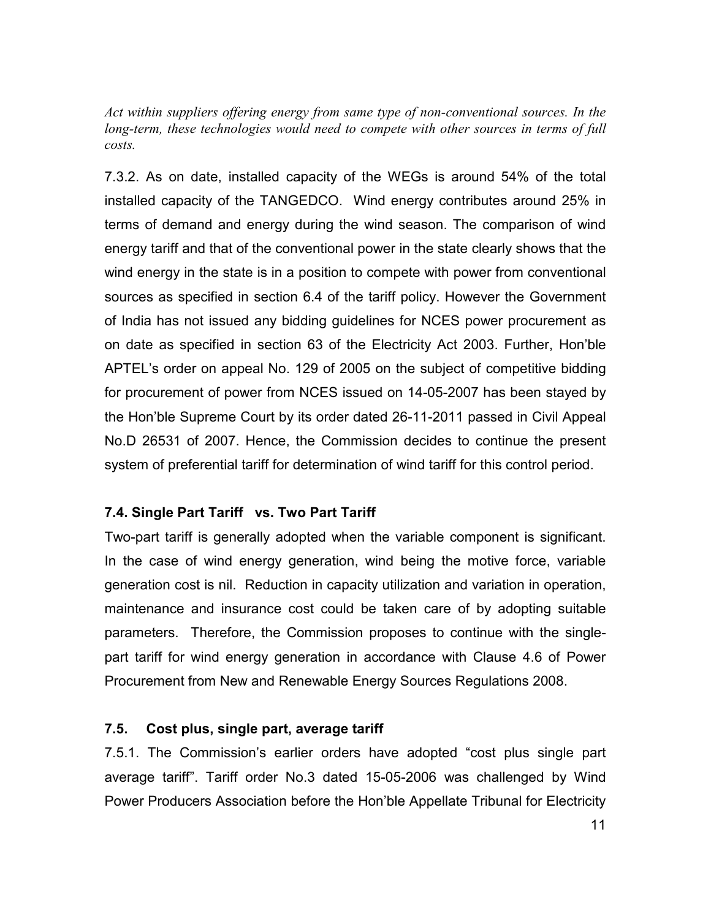*Act within suppliers offering energy from same type of non-conventional sources. In the long-term, these technologies would need to compete with other sources in terms of full costs.*

7.3.2. As on date, installed capacity of the WEGs is around 54% of the total installed capacity of the TANGEDCO. Wind energy contributes around 25% in terms of demand and energy during the wind season. The comparison of wind energy tariff and that of the conventional power in the state clearly shows that the wind energy in the state is in a position to compete with power from conventional sources as specified in section 6.4 of the tariff policy. However the Government of India has not issued any bidding guidelines for NCES power procurement as on date as specified in section 63 of the Electricity Act 2003. Further, Hon'ble APTEL's order on appeal No. 129 of 2005 on the subject of competitive bidding for procurement of power from NCES issued on 14-05-2007 has been stayed by the Hon'ble Supreme Court by its order dated 26-11-2011 passed in Civil Appeal No.D 26531 of 2007. Hence, the Commission decides to continue the present system of preferential tariff for determination of wind tariff for this control period.

### 7.4. Single Part Tariff vs. Two Part Tariff

Two-part tariff is generally adopted when the variable component is significant. In the case of wind energy generation, wind being the motive force, variable generation cost is nil. Reduction in capacity utilization and variation in operation, maintenance and insurance cost could be taken care of by adopting suitable parameters. Therefore, the Commission proposes to continue with the single-part tariff for wind energy generation in accordance with Clause 4.6 of Power Procurement from New and Renewable Energy Sources Regulations 2008.

### 7.5. Cost plus, single part, average tariff

7.5.1. The Commission's earlier orders have adopted "cost plus single part average tariff". Tariff order No.3 dated 15-05-2006 was challenged by Wind Power Producers Association before the Hon'ble Appellate Tribunal for Electricity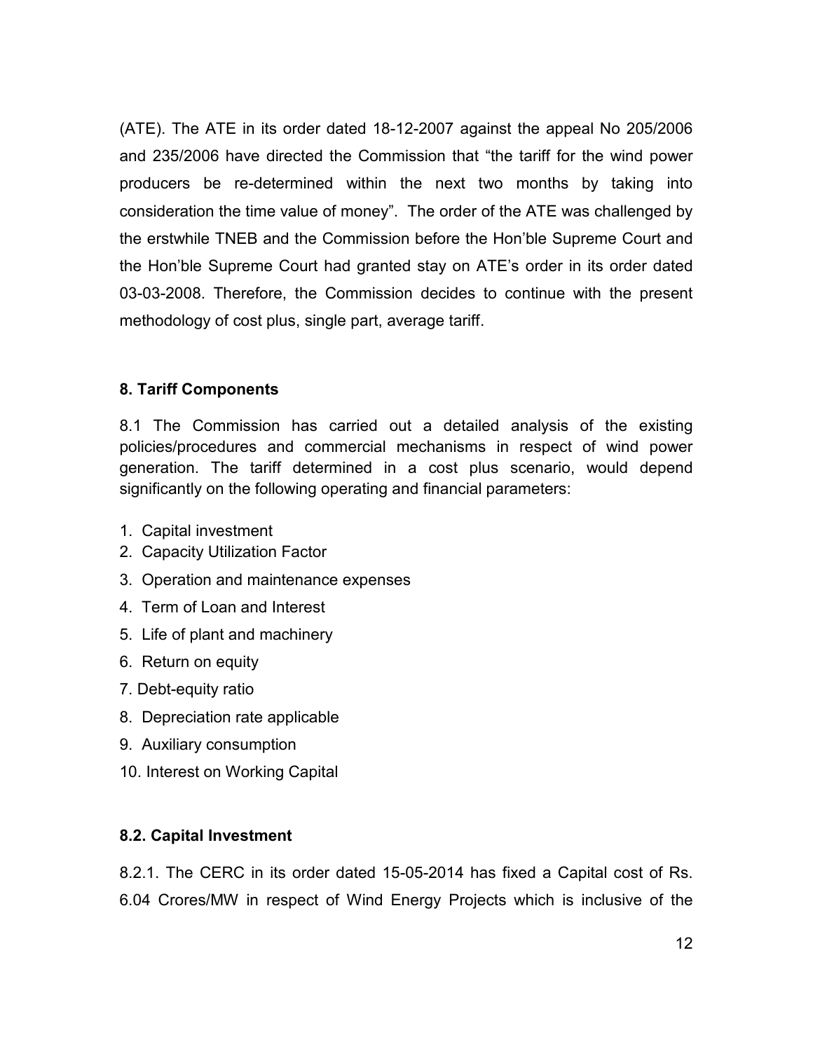(ATE). The ATE in its order dated 18-12-2007 against the appeal No 205/2006 and 235/2006 have directed the Commission that "the tariff for the wind power producers be re-determined within the next two months by taking into consideration the time value of money". The order of the ATE was challenged by the erstwhile TNEB and the Commission before the Hon'ble Supreme Court and the Hon'ble Supreme Court had granted stay on ATE's order in its order dated 03-03-2008. Therefore, the Commission decides to continue with the present methodology of cost plus, single part, average tariff.

**8. Tariff Components**

8.1 The Commission has carried out a detailed analysis of the existing policies/procedures and commercial mechanisms in respect of wind power generation. The tariff determined in a cost plus scenario, would depend significantly on the following operating and financial parameters:

1. Capital investment
2. Capacity Utilization Factor
3. Operation and maintenance expenses
4. Term of Loan and Interest
5. Life of plant and machinery
6. Return on equity
7. Debt-equity ratio
8. Depreciation rate applicable
9. Auxiliary consumption
10. Interest on Working Capital

**8.2. Capital Investment**

8.2.1. The CERC in its order dated 15-05-2014 has fixed a Capital cost of Rs. 6.04 Crores/MW in respect of Wind Energy Projects which is inclusive of the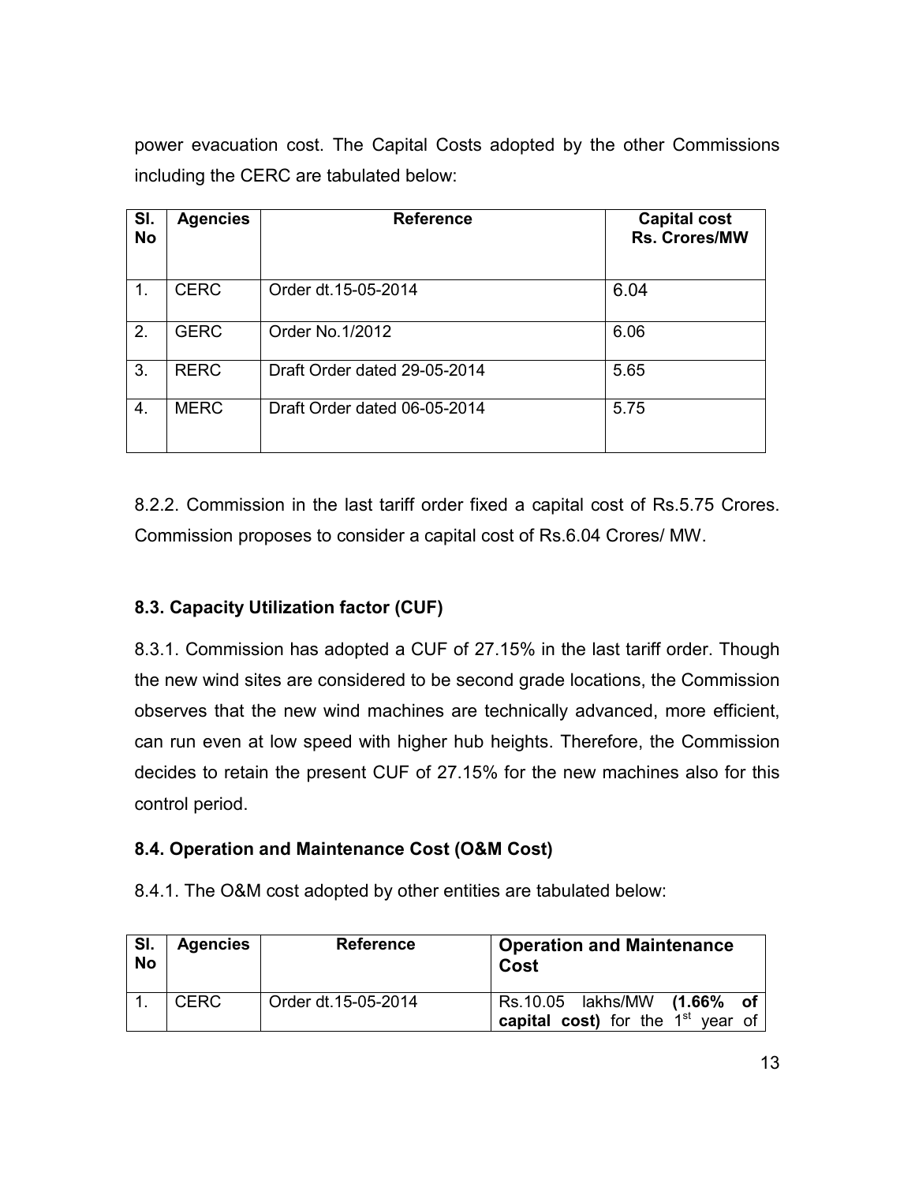power evacuation cost. The Capital Costs adopted by the other Commissions including the CERC are tabulated below:

| Sl. No | Agencies | Reference | Capital cost Rs. Crores/MW |
|---|---|---|---|
| 1. | CERC | Order dt.15-05-2014 | 6.04 |
| 2. | GERC | Order No.1/2012 | 6.06 |
| 3. | RERC | Draft Order dated 29-05-2014 | 5.65 |
| 4. | MERC | Draft Order dated 06-05-2014 | 5.75 |

8.2.2. Commission in the last tariff order fixed a capital cost of Rs.5.75 Crores. Commission proposes to consider a capital cost of Rs.6.04 Crores/ MW.

### 8.3. Capacity Utilization factor (CUF)

8.3.1. Commission has adopted a CUF of 27.15% in the last tariff order. Though the new wind sites are considered to be second grade locations, the Commission observes that the new wind machines are technically advanced, more efficient, can run even at low speed with higher hub heights. Therefore, the Commission decides to retain the present CUF of 27.15% for the new machines also for this control period.

### 8.4. Operation and Maintenance Cost (O&M Cost)

8.4.1. The O&M cost adopted by other entities are tabulated below:

| Sl. No | Agencies | Reference | Operation and Maintenance Cost |
|---|---|---|---|
| 1. | CERC | Order dt.15-05-2014 | Rs.10.05 lakhs/MW **(1.66% of capital cost)** for the 1st year of |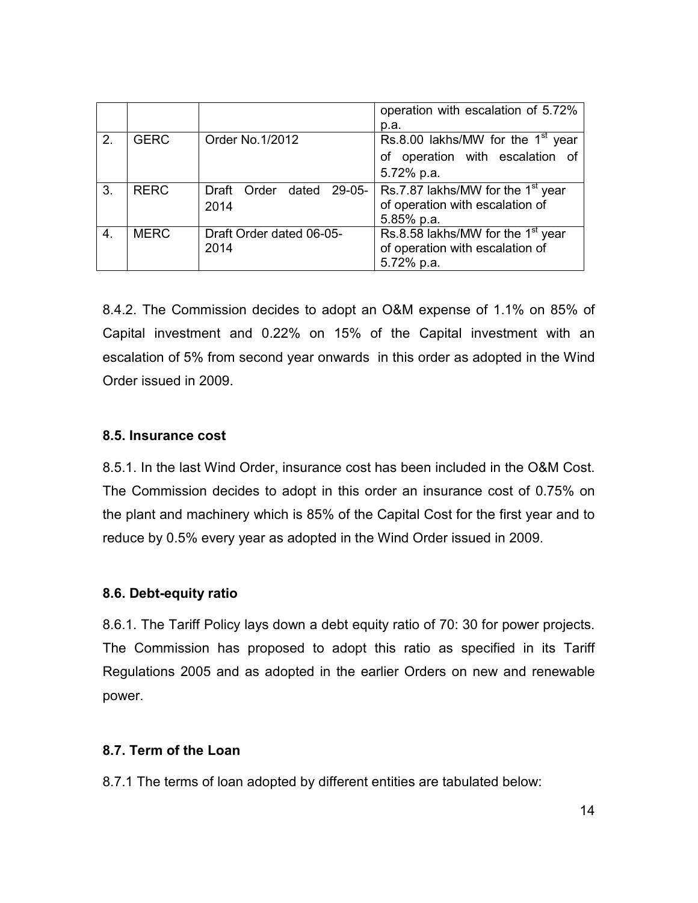| | | | |
|---|---|---|---|
| | | | operation with escalation of 5.72% p.a. |
| 2. | GERC | Order No.1/2012 | Rs.8.00 lakhs/MW for the 1st year of operation with escalation of 5.72% p.a. |
| 3. | RERC | Draft Order dated 29-05-2014 | Rs.7.87 lakhs/MW for the 1st year of operation with escalation of 5.85% p.a. |
| 4. | MERC | Draft Order dated 06-05-2014 | Rs.8.58 lakhs/MW for the 1st year of operation with escalation of 5.72% p.a. |

8.4.2. The Commission decides to adopt an O&M expense of 1.1% on 85% of Capital investment and 0.22% on 15% of the Capital investment with an escalation of 5% from second year onwards in this order as adopted in the Wind Order issued in 2009.

**8.5. Insurance cost**

8.5.1. In the last Wind Order, insurance cost has been included in the O&M Cost. The Commission decides to adopt in this order an insurance cost of 0.75% on the plant and machinery which is 85% of the Capital Cost for the first year and to reduce by 0.5% every year as adopted in the Wind Order issued in 2009.

**8.6. Debt-equity ratio**

8.6.1. The Tariff Policy lays down a debt equity ratio of 70: 30 for power projects. The Commission has proposed to adopt this ratio as specified in its Tariff Regulations 2005 and as adopted in the earlier Orders on new and renewable power.

**8.7. Term of the Loan**

8.7.1 The terms of loan adopted by different entities are tabulated below: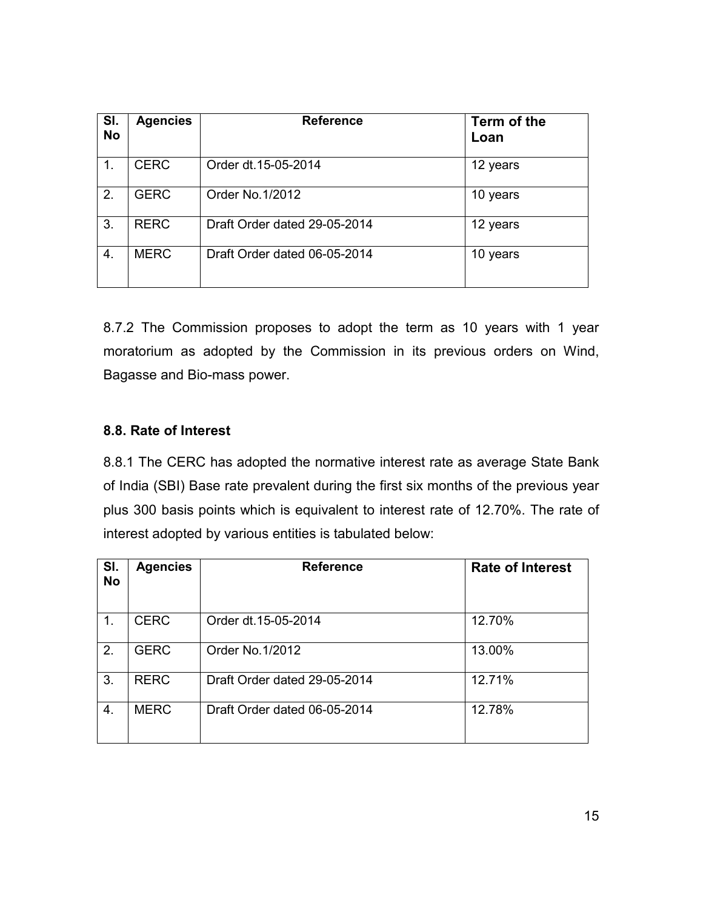| Sl. No | Agencies | Reference | Term of the Loan |
|---|---|---|---|
| 1. | CERC | Order dt.15-05-2014 | 12 years |
| 2. | GERC | Order No.1/2012 | 10 years |
| 3. | RERC | Draft Order dated 29-05-2014 | 12 years |
| 4. | MERC | Draft Order dated 06-05-2014 | 10 years |

8.7.2 The Commission proposes to adopt the term as 10 years with 1 year moratorium as adopted by the Commission in its previous orders on Wind, Bagasse and Bio-mass power.

### 8.8. Rate of Interest

8.8.1 The CERC has adopted the normative interest rate as average State Bank of India (SBI) Base rate prevalent during the first six months of the previous year plus 300 basis points which is equivalent to interest rate of 12.70%. The rate of interest adopted by various entities is tabulated below:

| Sl. No | Agencies | Reference | Rate of Interest |
|---|---|---|---|
| 1. | CERC | Order dt.15-05-2014 | 12.70% |
| 2. | GERC | Order No.1/2012 | 13.00% |
| 3. | RERC | Draft Order dated 29-05-2014 | 12.71% |
| 4. | MERC | Draft Order dated 06-05-2014 | 12.78% |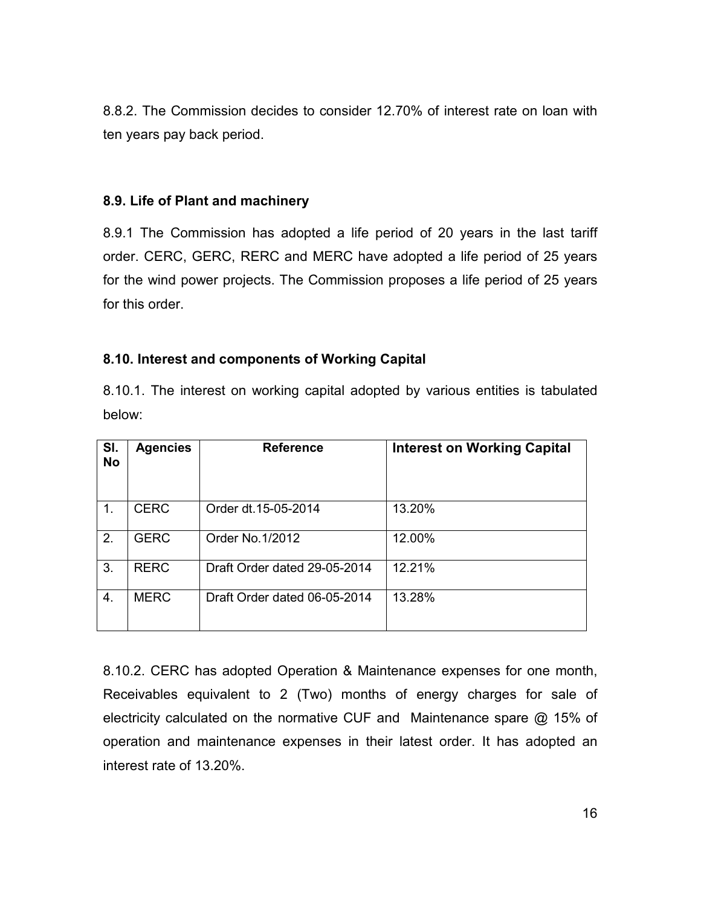8.8.2. The Commission decides to consider 12.70% of interest rate on loan with ten years pay back period.

### 8.9. Life of Plant and machinery

8.9.1 The Commission has adopted a life period of 20 years in the last tariff order. CERC, GERC, RERC and MERC have adopted a life period of 25 years for the wind power projects. The Commission proposes a life period of 25 years for this order.

### 8.10. Interest and components of Working Capital

8.10.1. The interest on working capital adopted by various entities is tabulated below:

| Sl. No | Agencies | Reference | Interest on Working Capital |
|---|---|---|---|
| 1. | CERC | Order dt.15-05-2014 | 13.20% |
| 2. | GERC | Order No.1/2012 | 12.00% |
| 3. | RERC | Draft Order dated 29-05-2014 | 12.21% |
| 4. | MERC | Draft Order dated 06-05-2014 | 13.28% |

8.10.2. CERC has adopted Operation & Maintenance expenses for one month, Receivables equivalent to 2 (Two) months of energy charges for sale of electricity calculated on the normative CUF and Maintenance spare @ 15% of operation and maintenance expenses in their latest order. It has adopted an interest rate of 13.20%.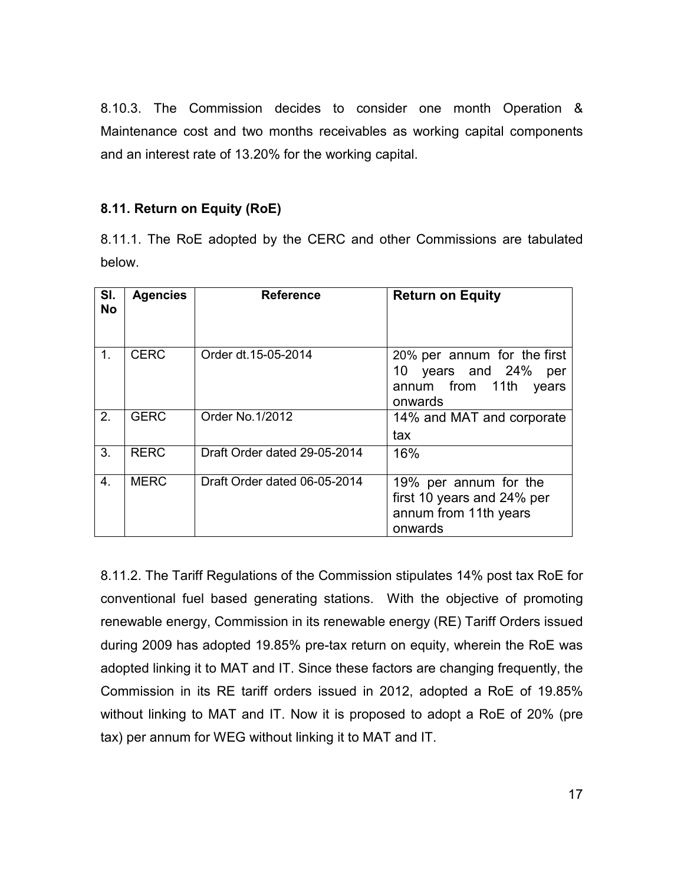8.10.3. The Commission decides to consider one month Operation & Maintenance cost and two months receivables as working capital components and an interest rate of 13.20% for the working capital.

### 8.11. Return on Equity (RoE)

8.11.1. The RoE adopted by the CERC and other Commissions are tabulated below.

| Sl. No | Agencies | Reference | Return on Equity |
|---|---|---|---|
| 1. | CERC | Order dt.15-05-2014 | 20% per annum for the first 10 years and 24% per annum from 11th years onwards |
| 2. | GERC | Order No.1/2012 | 14% and MAT and corporate tax |
| 3. | RERC | Draft Order dated 29-05-2014 | 16% |
| 4. | MERC | Draft Order dated 06-05-2014 | 19% per annum for the first 10 years and 24% per annum from 11th years onwards |

8.11.2. The Tariff Regulations of the Commission stipulates 14% post tax RoE for conventional fuel based generating stations. With the objective of promoting renewable energy, Commission in its renewable energy (RE) Tariff Orders issued during 2009 has adopted 19.85% pre-tax return on equity, wherein the RoE was adopted linking it to MAT and IT. Since these factors are changing frequently, the Commission in its RE tariff orders issued in 2012, adopted a RoE of 19.85% without linking to MAT and IT. Now it is proposed to adopt a RoE of 20% (pre tax) per annum for WEG without linking it to MAT and IT.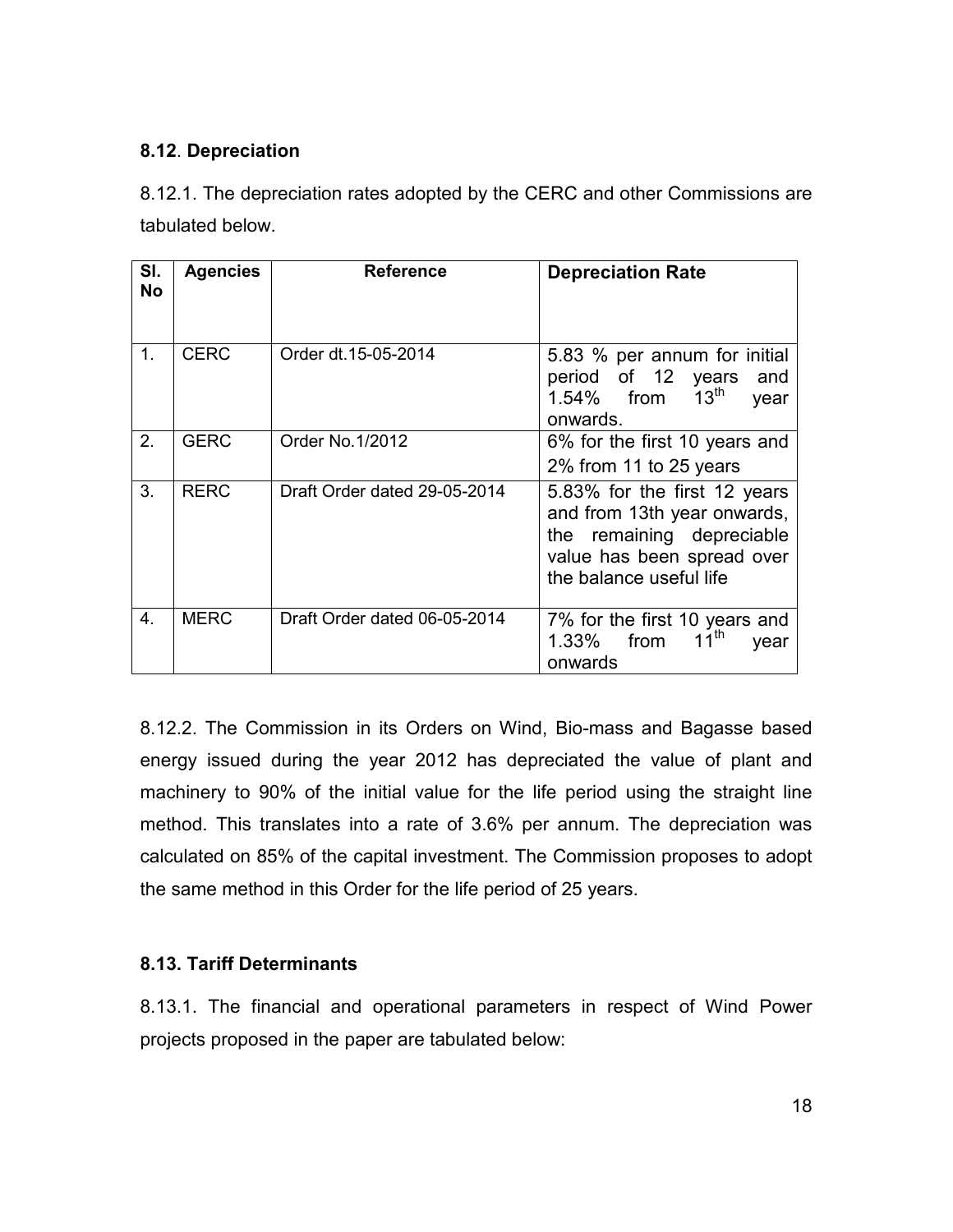### 8.12. Depreciation

8.12.1. The depreciation rates adopted by the CERC and other Commissions are tabulated below.

| Sl. No | Agencies | Reference | Depreciation Rate |
|---|---|---|---|
| 1. | CERC | Order dt.15-05-2014 | 5.83 % per annum for initial period of 12 years and 1.54% from 13th year onwards. |
| 2. | GERC | Order No.1/2012 | 6% for the first 10 years and 2% from 11 to 25 years |
| 3. | RERC | Draft Order dated 29-05-2014 | 5.83% for the first 12 years and from 13th year onwards, the remaining depreciable value has been spread over the balance useful life |
| 4. | MERC | Draft Order dated 06-05-2014 | 7% for the first 10 years and 1.33% from 11th year onwards |

8.12.2. The Commission in its Orders on Wind, Bio-mass and Bagasse based energy issued during the year 2012 has depreciated the value of plant and machinery to 90% of the initial value for the life period using the straight line method. This translates into a rate of 3.6% per annum. The depreciation was calculated on 85% of the capital investment. The Commission proposes to adopt the same method in this Order for the life period of 25 years.

### 8.13. Tariff Determinants

8.13.1. The financial and operational parameters in respect of Wind Power projects proposed in the paper are tabulated below: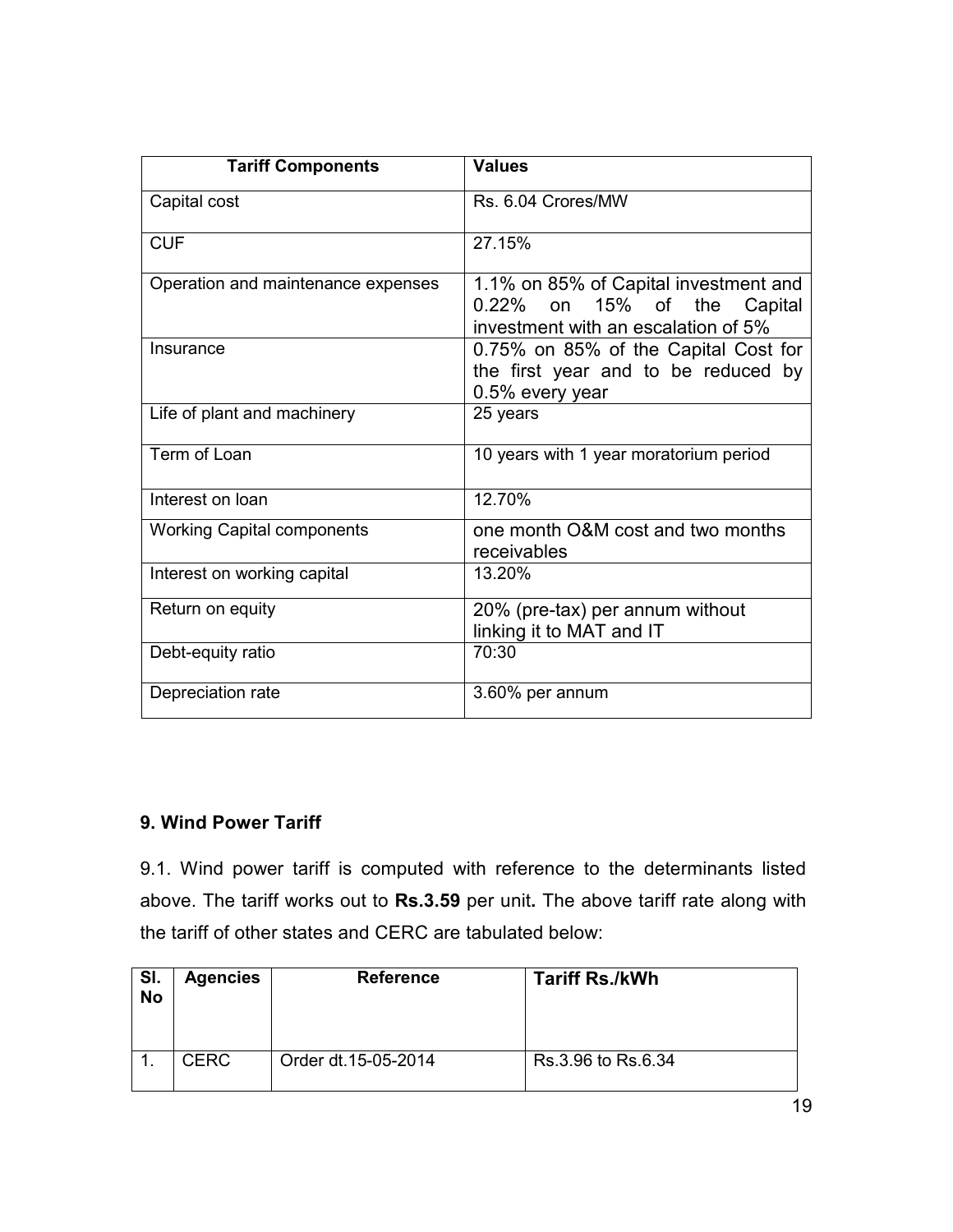| Tariff Components | Values |
|---|---|
| Capital cost | Rs. 6.04 Crores/MW |
| CUF | 27.15% |
| Operation and maintenance expenses | 1.1% on 85% of Capital investment and 0.22% on 15% of the Capital investment with an escalation of 5% |
| Insurance | 0.75% on 85% of the Capital Cost for the first year and to be reduced by 0.5% every year |
| Life of plant and machinery | 25 years |
| Term of Loan | 10 years with 1 year moratorium period |
| Interest on loan | 12.70% |
| Working Capital components | one month O&M cost and two months receivables |
| Interest on working capital | 13.20% |
| Return on equity | 20% (pre-tax) per annum without linking it to MAT and IT |
| Debt-equity ratio | 70:30 |
| Depreciation rate | 3.60% per annum |

### 9. Wind Power Tariff

9.1. Wind power tariff is computed with reference to the determinants listed above. The tariff works out to **Rs.3.59** per unit**.** The above tariff rate along with the tariff of other states and CERC are tabulated below:

| Sl. No | Agencies | Reference | Tariff Rs./kWh |
|---|---|---|---|
| 1. | CERC | Order dt.15-05-2014 | Rs.3.96 to Rs.6.34 |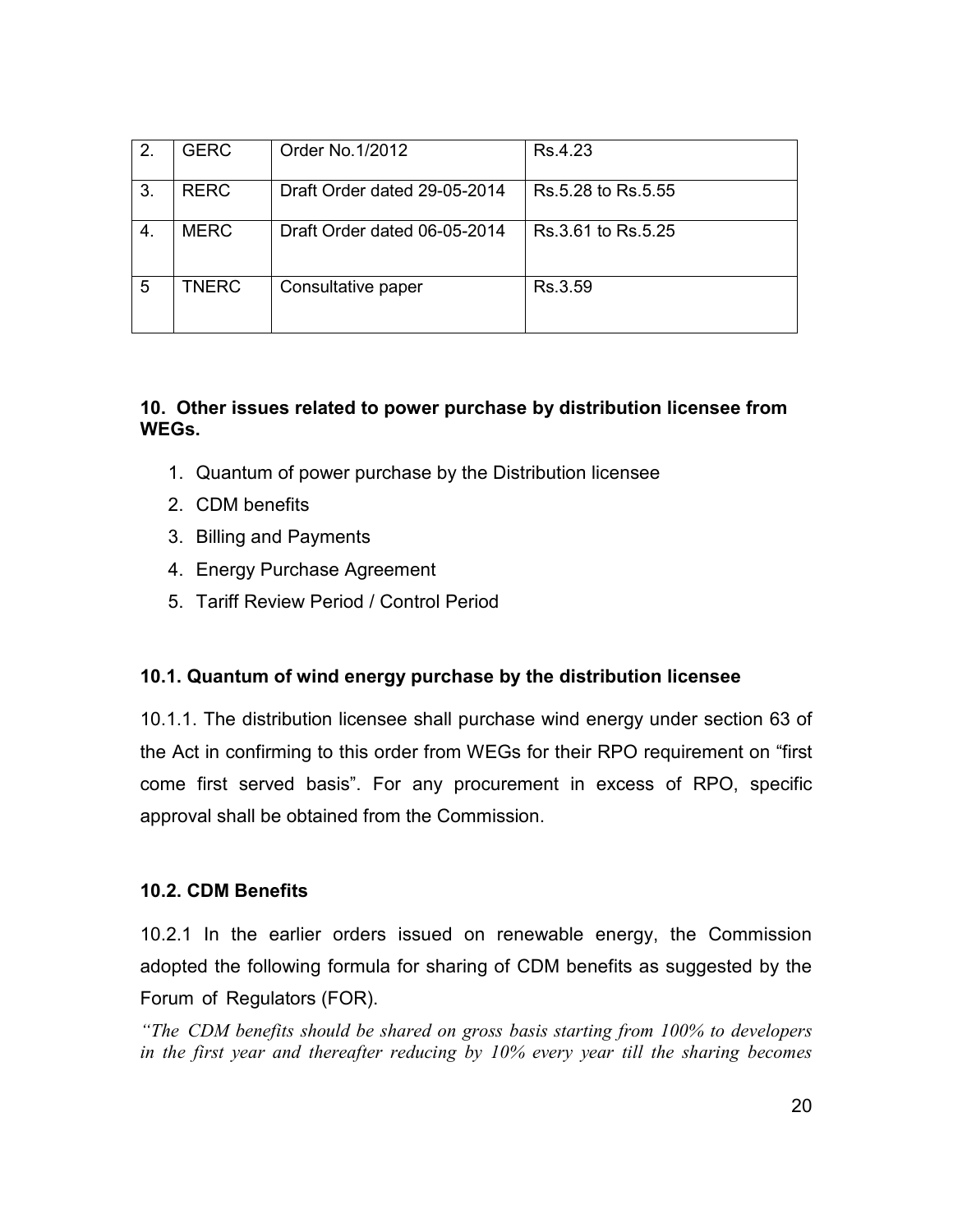| 2. | GERC | Order No.1/2012 | Rs.4.23 |
|---|---|---|---|
| 3. | RERC | Draft Order dated 29-05-2014 | Rs.5.28 to Rs.5.55 |
| 4. | MERC | Draft Order dated 06-05-2014 | Rs.3.61 to Rs.5.25 |
| 5 | TNERC | Consultative paper | Rs.3.59 |

**10. Other issues related to power purchase by distribution licensee from WEGs.**

1. Quantum of power purchase by the Distribution licensee
2. CDM benefits
3. Billing and Payments
4. Energy Purchase Agreement
5. Tariff Review Period / Control Period

**10.1. Quantum of wind energy purchase by the distribution licensee**

10.1.1. The distribution licensee shall purchase wind energy under section 63 of the Act in confirming to this order from WEGs for their RPO requirement on "first come first served basis". For any procurement in excess of RPO, specific approval shall be obtained from the Commission.

**10.2. CDM Benefits**

10.2.1 In the earlier orders issued on renewable energy, the Commission adopted the following formula for sharing of CDM benefits as suggested by the Forum of Regulators (FOR).

*"The CDM benefits should be shared on gross basis starting from 100% to developers in the first year and thereafter reducing by 10% every year till the sharing becomes*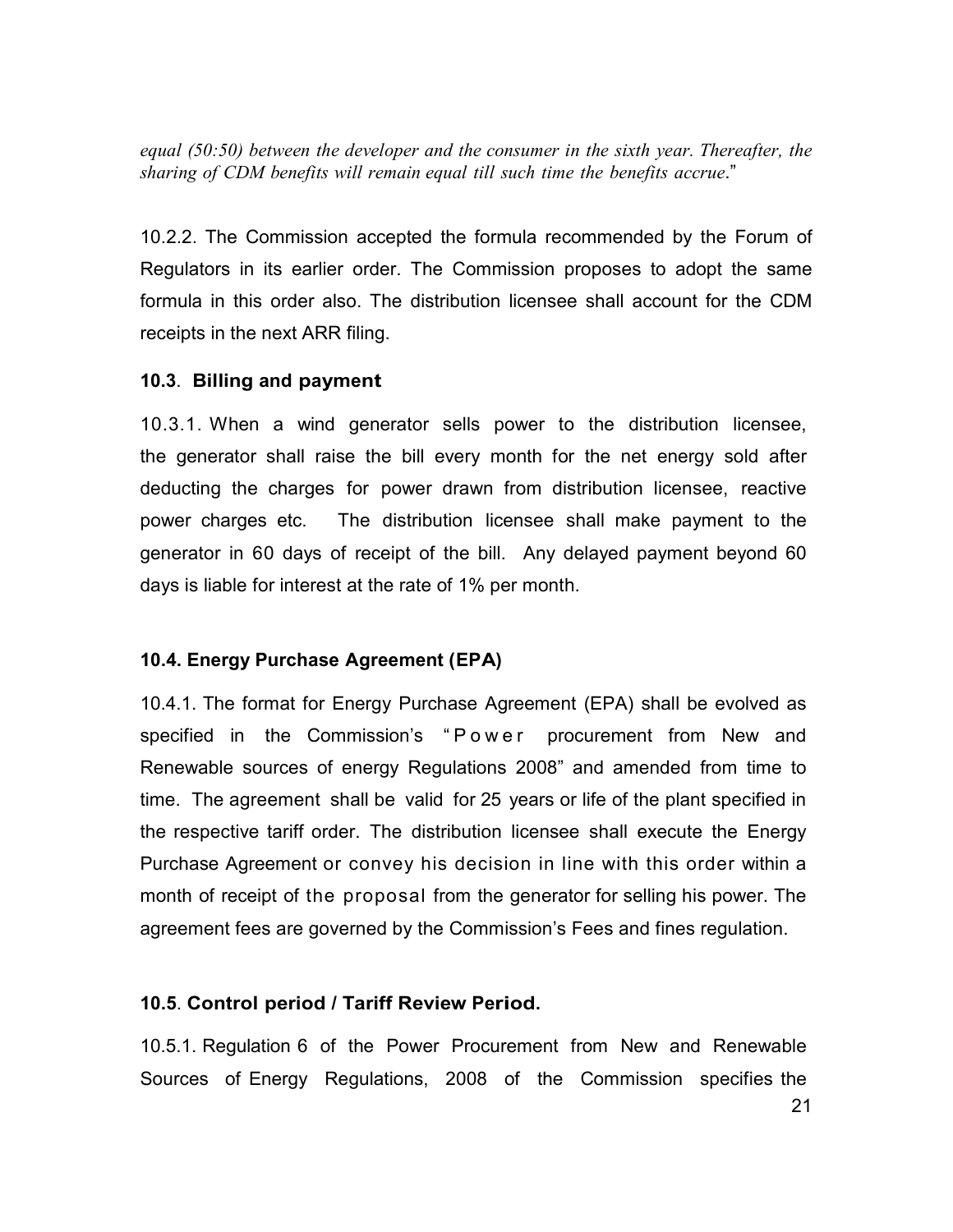*equal (50:50) between the developer and the consumer in the sixth year. Thereafter, the sharing of CDM benefits will remain equal till such time the benefits accrue*."

10.2.2. The Commission accepted the formula recommended by the Forum of Regulators in its earlier order. The Commission proposes to adopt the same formula in this order also. The distribution licensee shall account for the CDM receipts in the next ARR filing.

**10.3. Billing and payment**

10.3.1. When a wind generator sells power to the distribution licensee, the generator shall raise the bill every month for the net energy sold after deducting the charges for power drawn from distribution licensee, reactive power charges etc. The distribution licensee shall make payment to the generator in 60 days of receipt of the bill. Any delayed payment beyond 60 days is liable for interest at the rate of 1% per month.

**10.4. Energy Purchase Agreement (EPA)**

10.4.1. The format for Energy Purchase Agreement (EPA) shall be evolved as specified in the Commission's "Power procurement from New and Renewable sources of energy Regulations 2008" and amended from time to time. The agreement shall be valid for 25 years or life of the plant specified in the respective tariff order. The distribution licensee shall execute the Energy Purchase Agreement or convey his decision in line with this order within a month of receipt of the proposal from the generator for selling his power. The agreement fees are governed by the Commission's Fees and fines regulation.

**10.5. Control period / Tariff Review Period.**

10.5.1. Regulation 6 of the Power Procurement from New and Renewable Sources of Energy Regulations, 2008 of the Commission specifies the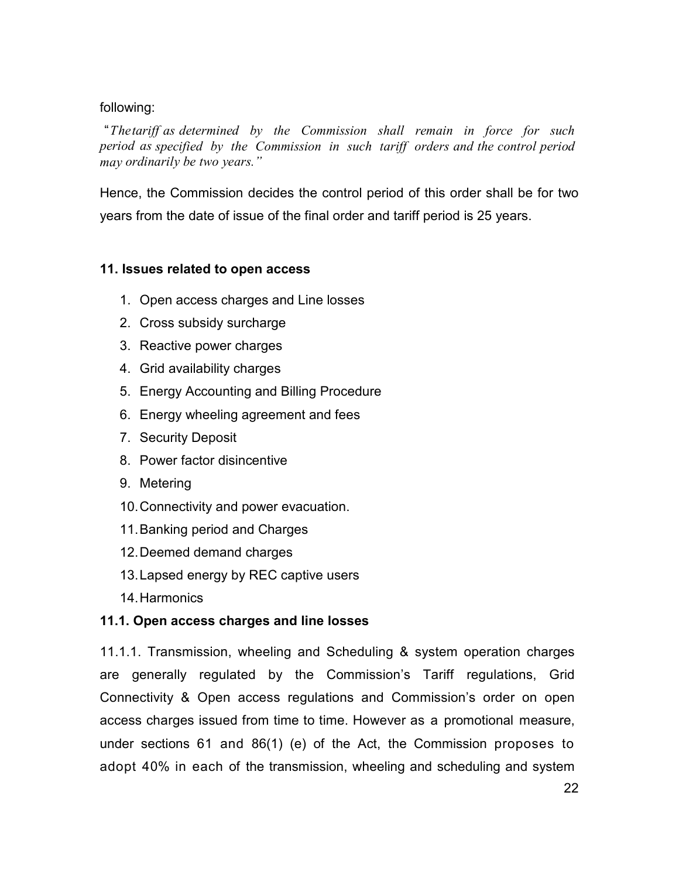following:

*"The tariff as determined by the Commission shall remain in force for such period as specified by the Commission in such tariff orders and the control period may ordinarily be two years."*

Hence, the Commission decides the control period of this order shall be for two years from the date of issue of the final order and tariff period is 25 years.

## 11. Issues related to open access

1. Open access charges and Line losses
2. Cross subsidy surcharge
3. Reactive power charges
4. Grid availability charges
5. Energy Accounting and Billing Procedure
6. Energy wheeling agreement and fees
7. Security Deposit
8. Power factor disincentive
9. Metering
10. Connectivity and power evacuation.
11. Banking period and Charges
12. Deemed demand charges
13. Lapsed energy by REC captive users
14. Harmonics

### 11.1. Open access charges and line losses

11.1.1. Transmission, wheeling and Scheduling & system operation charges are generally regulated by the Commission's Tariff regulations, Grid Connectivity & Open access regulations and Commission's order on open access charges issued from time to time. However as a promotional measure, under sections 61 and 86(1) (e) of the Act, the Commission proposes to adopt 40% in each of the transmission, wheeling and scheduling and system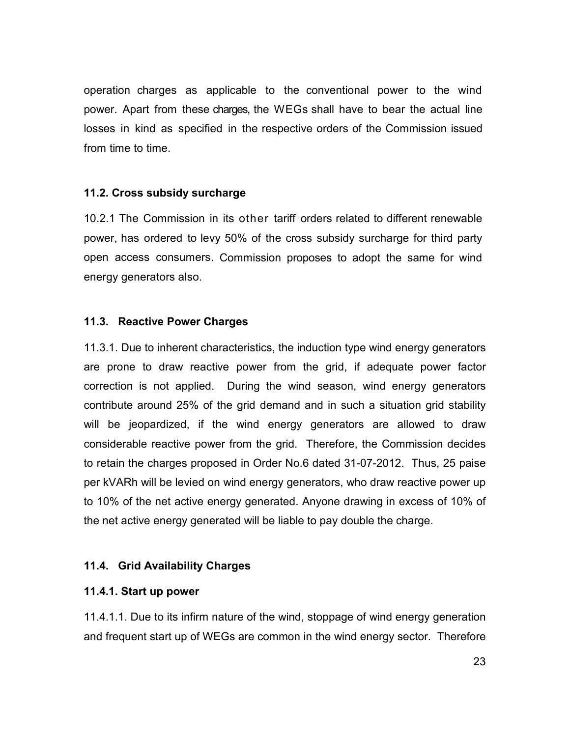operation charges as applicable to the conventional power to the wind power. Apart from these charges, the WEGs shall have to bear the actual line losses in kind as specified in the respective orders of the Commission issued from time to time.

### 11.2. Cross subsidy surcharge

10.2.1 The Commission in its other tariff orders related to different renewable power, has ordered to levy 50% of the cross subsidy surcharge for third party open access consumers. Commission proposes to adopt the same for wind energy generators also.

### 11.3. Reactive Power Charges

11.3.1. Due to inherent characteristics, the induction type wind energy generators are prone to draw reactive power from the grid, if adequate power factor correction is not applied. During the wind season, wind energy generators contribute around 25% of the grid demand and in such a situation grid stability will be jeopardized, if the wind energy generators are allowed to draw considerable reactive power from the grid. Therefore, the Commission decides to retain the charges proposed in Order No.6 dated 31-07-2012. Thus, 25 paise per kVARh will be levied on wind energy generators, who draw reactive power up to 10% of the net active energy generated. Anyone drawing in excess of 10% of the net active energy generated will be liable to pay double the charge.

### 11.4. Grid Availability Charges

#### 11.4.1. Start up power

11.4.1.1. Due to its infirm nature of the wind, stoppage of wind energy generation and frequent start up of WEGs are common in the wind energy sector. Therefore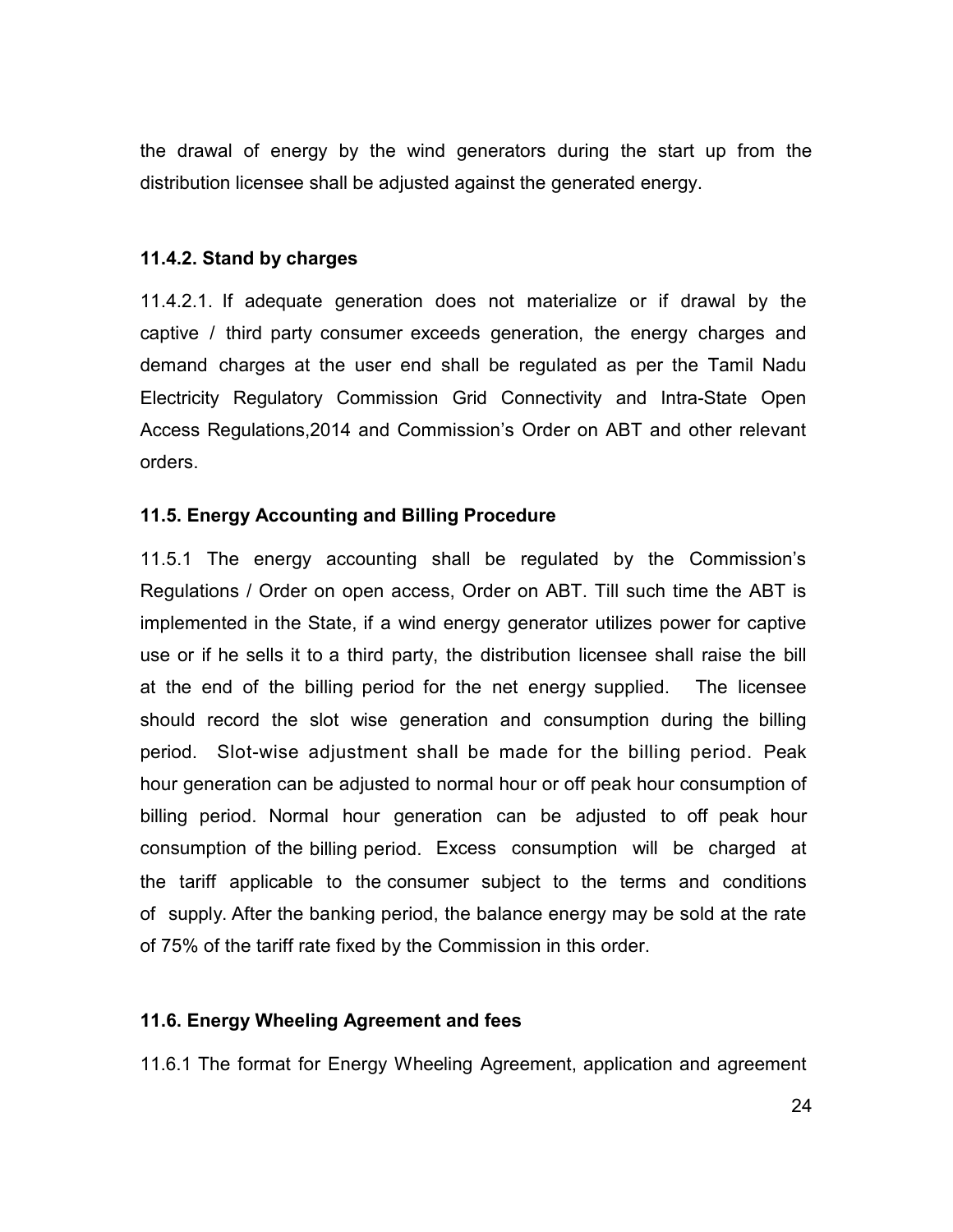the drawal of energy by the wind generators during the start up from the distribution licensee shall be adjusted against the generated energy.

### 11.4.2. Stand by charges

11.4.2.1. If adequate generation does not materialize or if drawal by the captive / third party consumer exceeds generation, the energy charges and demand charges at the user end shall be regulated as per the Tamil Nadu Electricity Regulatory Commission Grid Connectivity and Intra-State Open Access Regulations,2014 and Commission's Order on ABT and other relevant orders.

### 11.5. Energy Accounting and Billing Procedure

11.5.1 The energy accounting shall be regulated by the Commission's Regulations / Order on open access, Order on ABT. Till such time the ABT is implemented in the State, if a wind energy generator utilizes power for captive use or if he sells it to a third party, the distribution licensee shall raise the bill at the end of the billing period for the net energy supplied. The licensee should record the slot wise generation and consumption during the billing period. Slot-wise adjustment shall be made for the billing period. Peak hour generation can be adjusted to normal hour or off peak hour consumption of billing period. Normal hour generation can be adjusted to off peak hour consumption of the billing period. Excess consumption will be charged at the tariff applicable to the consumer subject to the terms and conditions of supply. After the banking period, the balance energy may be sold at the rate of 75% of the tariff rate fixed by the Commission in this order.

### 11.6. Energy Wheeling Agreement and fees

11.6.1 The format for Energy Wheeling Agreement, application and agreement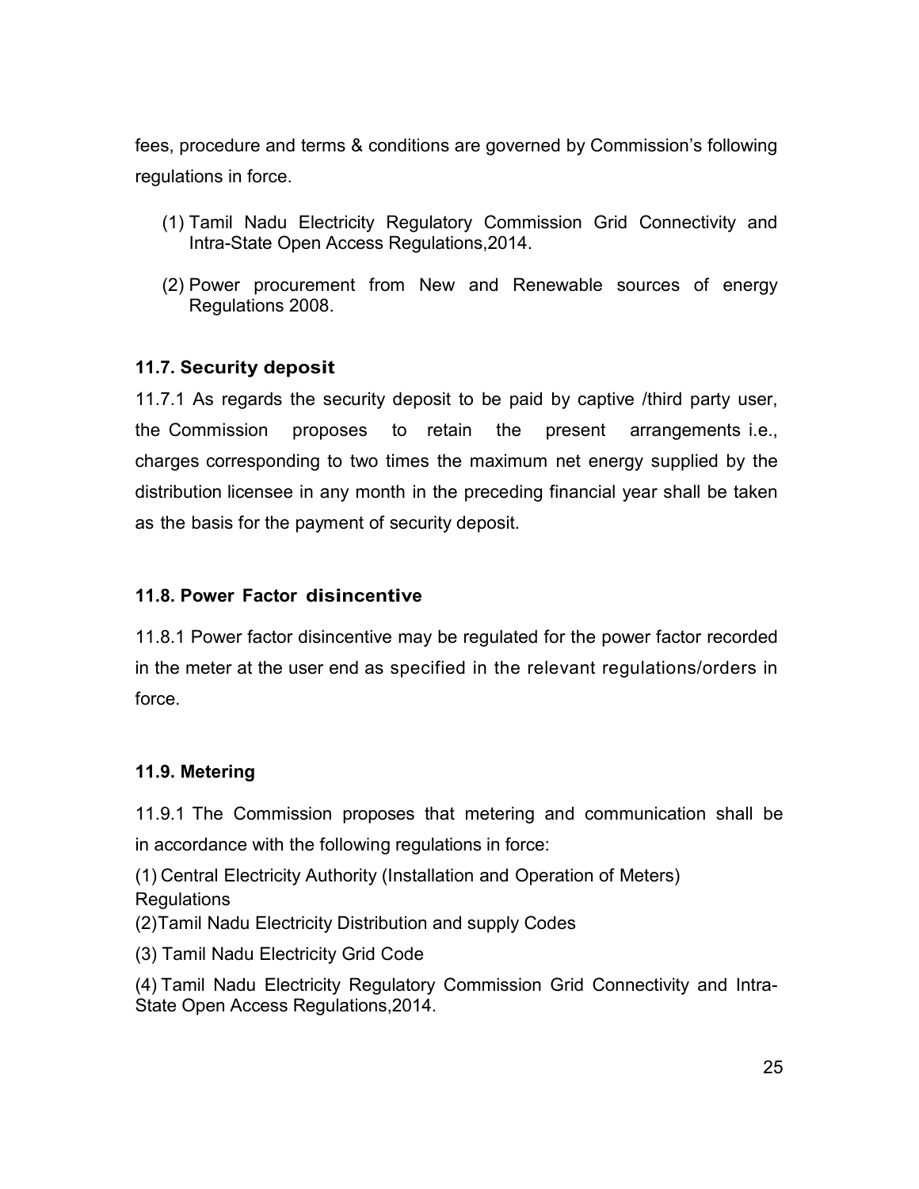fees, procedure and terms & conditions are governed by Commission's following regulations in force.

(1) Tamil Nadu Electricity Regulatory Commission Grid Connectivity and Intra-State Open Access Regulations,2014.

(2) Power procurement from New and Renewable sources of energy Regulations 2008.

### 11.7. Security deposit

11.7.1 As regards the security deposit to be paid by captive /third party user, the Commission proposes to retain the present arrangements i.e., charges corresponding to two times the maximum net energy supplied by the distribution licensee in any month in the preceding financial year shall be taken as the basis for the payment of security deposit.

### 11.8. Power Factor disincentive

11.8.1 Power factor disincentive may be regulated for the power factor recorded in the meter at the user end as specified in the relevant regulations/orders in force.

### 11.9. Metering

11.9.1 The Commission proposes that metering and communication shall be in accordance with the following regulations in force:

(1) Central Electricity Authority (Installation and Operation of Meters) Regulations

(2)Tamil Nadu Electricity Distribution and supply Codes

(3) Tamil Nadu Electricity Grid Code

(4) Tamil Nadu Electricity Regulatory Commission Grid Connectivity and Intra-State Open Access Regulations,2014.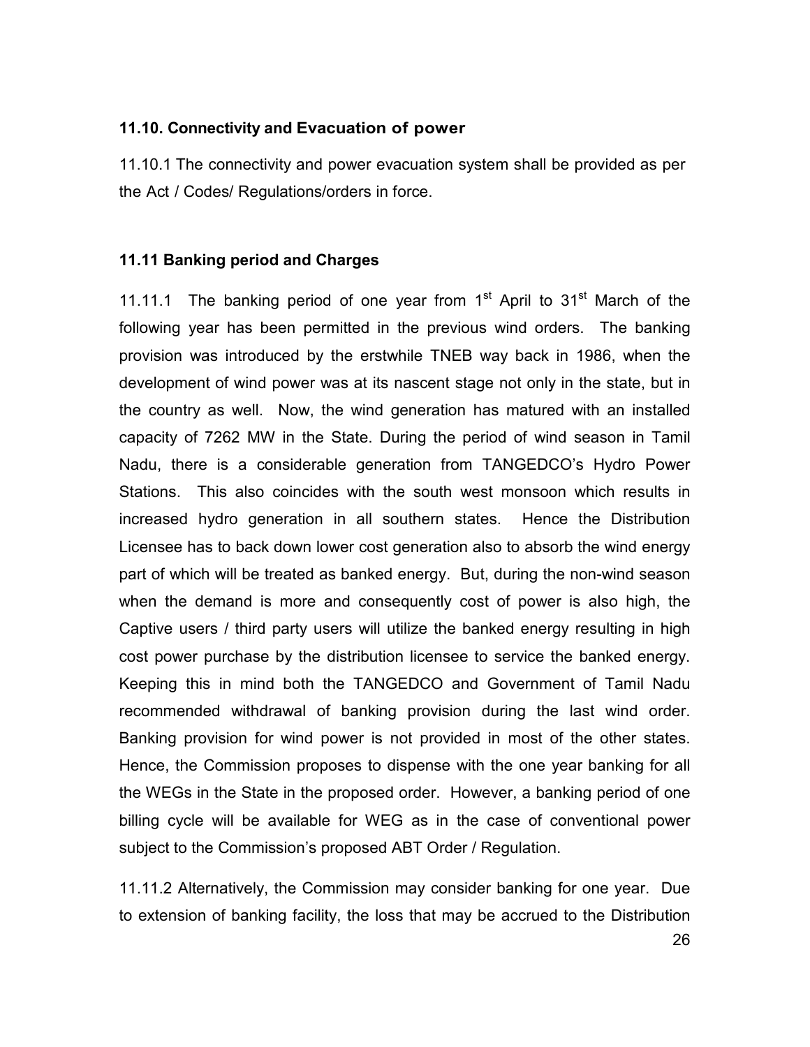### 11.10. Connectivity and Evacuation of power

11.10.1 The connectivity and power evacuation system shall be provided as per the Act / Codes/ Regulations/orders in force.

### 11.11 Banking period and Charges

11.11.1 The banking period of one year from 1st April to 31st March of the following year has been permitted in the previous wind orders. The banking provision was introduced by the erstwhile TNEB way back in 1986, when the development of wind power was at its nascent stage not only in the state, but in the country as well. Now, the wind generation has matured with an installed capacity of 7262 MW in the State. During the period of wind season in Tamil Nadu, there is a considerable generation from TANGEDCO's Hydro Power Stations. This also coincides with the south west monsoon which results in increased hydro generation in all southern states. Hence the Distribution Licensee has to back down lower cost generation also to absorb the wind energy part of which will be treated as banked energy. But, during the non-wind season when the demand is more and consequently cost of power is also high, the Captive users / third party users will utilize the banked energy resulting in high cost power purchase by the distribution licensee to service the banked energy. Keeping this in mind both the TANGEDCO and Government of Tamil Nadu recommended withdrawal of banking provision during the last wind order. Banking provision for wind power is not provided in most of the other states. Hence, the Commission proposes to dispense with the one year banking for all the WEGs in the State in the proposed order. However, a banking period of one billing cycle will be available for WEG as in the case of conventional power subject to the Commission's proposed ABT Order / Regulation.

11.11.2 Alternatively, the Commission may consider banking for one year. Due to extension of banking facility, the loss that may be accrued to the Distribution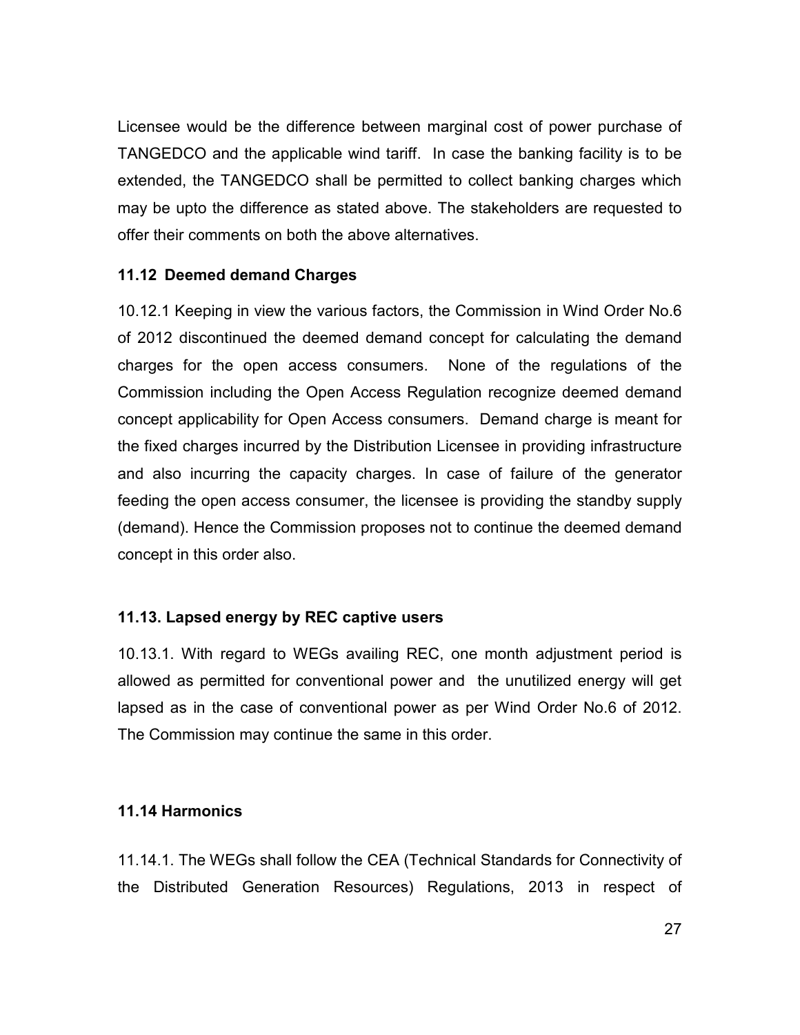Licensee would be the difference between marginal cost of power purchase of TANGEDCO and the applicable wind tariff. In case the banking facility is to be extended, the TANGEDCO shall be permitted to collect banking charges which may be upto the difference as stated above. The stakeholders are requested to offer their comments on both the above alternatives.

### 11.12 Deemed demand Charges

10.12.1 Keeping in view the various factors, the Commission in Wind Order No.6 of 2012 discontinued the deemed demand concept for calculating the demand charges for the open access consumers. None of the regulations of the Commission including the Open Access Regulation recognize deemed demand concept applicability for Open Access consumers. Demand charge is meant for the fixed charges incurred by the Distribution Licensee in providing infrastructure and also incurring the capacity charges. In case of failure of the generator feeding the open access consumer, the licensee is providing the standby supply (demand). Hence the Commission proposes not to continue the deemed demand concept in this order also.

### 11.13. Lapsed energy by REC captive users

10.13.1. With regard to WEGs availing REC, one month adjustment period is allowed as permitted for conventional power and the unutilized energy will get lapsed as in the case of conventional power as per Wind Order No.6 of 2012. The Commission may continue the same in this order.

### 11.14 Harmonics

11.14.1. The WEGs shall follow the CEA (Technical Standards for Connectivity of the Distributed Generation Resources) Regulations, 2013 in respect of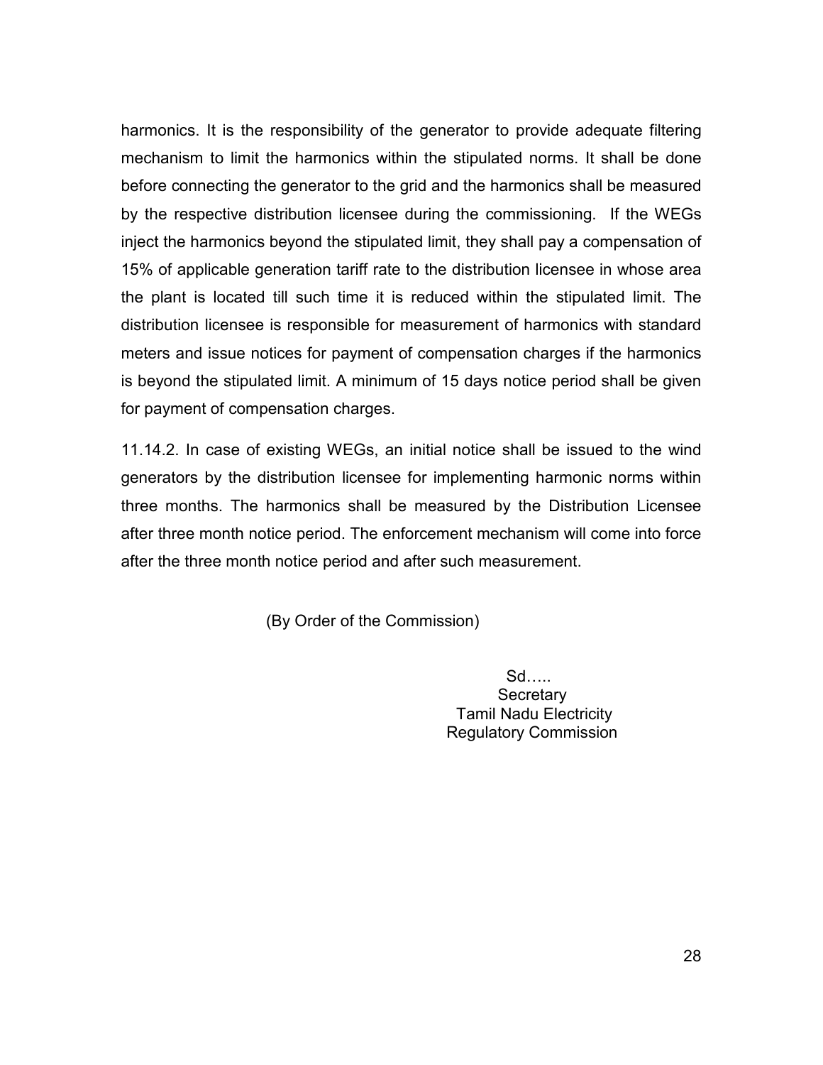harmonics. It is the responsibility of the generator to provide adequate filtering mechanism to limit the harmonics within the stipulated norms. It shall be done before connecting the generator to the grid and the harmonics shall be measured by the respective distribution licensee during the commissioning. If the WEGs inject the harmonics beyond the stipulated limit, they shall pay a compensation of 15% of applicable generation tariff rate to the distribution licensee in whose area the plant is located till such time it is reduced within the stipulated limit. The distribution licensee is responsible for measurement of harmonics with standard meters and issue notices for payment of compensation charges if the harmonics is beyond the stipulated limit. A minimum of 15 days notice period shall be given for payment of compensation charges.

11.14.2. In case of existing WEGs, an initial notice shall be issued to the wind generators by the distribution licensee for implementing harmonic norms within three months. The harmonics shall be measured by the Distribution Licensee after three month notice period. The enforcement mechanism will come into force after the three month notice period and after such measurement.

(By Order of the Commission)

Sd…..
Secretary
Tamil Nadu Electricity
Regulatory Commission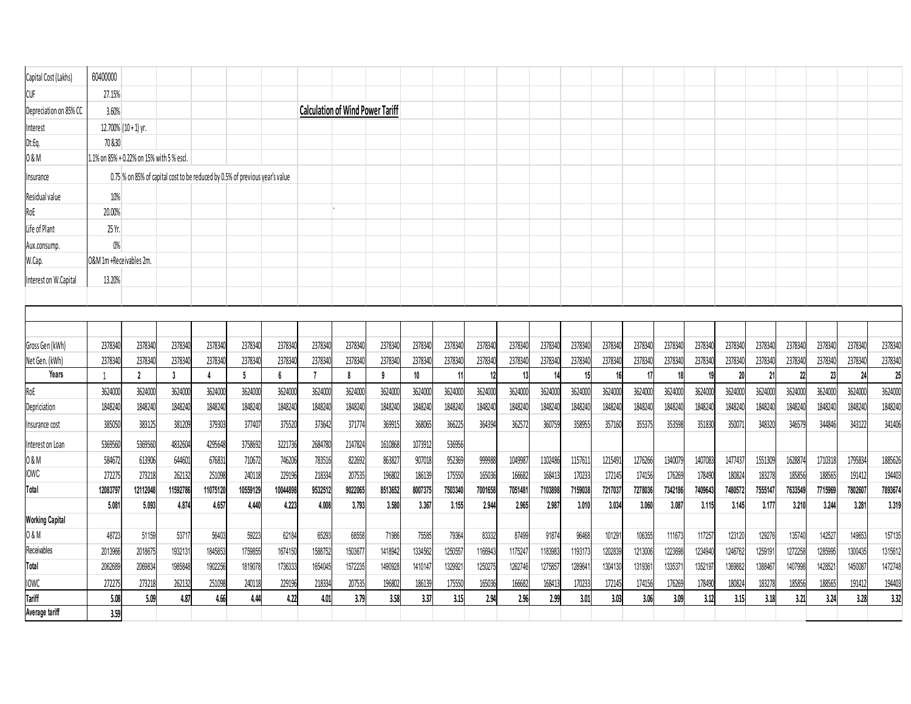| | |
|---|---|
| Capital Cost (Lakhs) | 60400000 |
| CUF | 27.15% |
| Depreciation on 85% CC | 3.60% |
| Interest | 12.700% (10 + 1) yr. |
| Dt:Eq. | 70 &30 |
| O & M | 1.1% on 85% + 0.22% on 15% with 5 % escl. |
| Insurance | 0.75 % on 85% of capital cost to be reduced by 0.5% of previous year's value |
| Residual value | 10% |
| RoE | 20.00% |
| Life of Plant | 25 Yr. |
| Aux.consump. | 0% |
| W.Cap. | O&M 1m + Receivables 2m. |
| Interest on W.Capital | 13.20% |

**Calculation of Wind Power Tariff**

| | | | | | | | | | | | | | | | | | | | | | | | | | |
|---|---|---|---|---|---|---|---|---|---|---|---|---|---|---|---|---|---|---|---|---|---|---|---|---|---|
| Gross Gen (kWh) | 2378340 | 2378340 | 2378340 | 2378340 | 2378340 | 2378340 | 2378340 | 2378340 | 2378340 | 2378340 | 2378340 | 2378340 | 2378340 | 2378340 | 2378340 | 2378340 | 2378340 | 2378340 | 2378340 | 2378340 | 2378340 | 2378340 | 2378340 | 2378340 | 2378340 |
| Net Gen. (kWh) | 2378340 | 2378340 | 2378340 | 2378340 | 2378340 | 2378340 | 2378340 | 2378340 | 2378340 | 2378340 | 2378340 | 2378340 | 2378340 | 2378340 | 2378340 | 2378340 | 2378340 | 2378340 | 2378340 | 2378340 | 2378340 | 2378340 | 2378340 | 2378340 | 2378340 |
| **Years** | 1 | 2 | 3 | 4 | 5 | 6 | 7 | 8 | 9 | 10 | 11 | 12 | 13 | 14 | 15 | 16 | 17 | 18 | 19 | 20 | 21 | 22 | 23 | 24 | 25 |
| RoE | 3624000 | 3624000 | 3624000 | 3624000 | 3624000 | 3624000 | 3624000 | 3624000 | 3624000 | 3624000 | 3624000 | 3624000 | 3624000 | 3624000 | 3624000 | 3624000 | 3624000 | 3624000 | 3624000 | 3624000 | 3624000 | 3624000 | 3624000 | 3624000 | 3624000 |
| Depriciation | 1848240 | 1848240 | 1848240 | 1848240 | 1848240 | 1848240 | 1848240 | 1848240 | 1848240 | 1848240 | 1848240 | 1848240 | 1848240 | 1848240 | 1848240 | 1848240 | 1848240 | 1848240 | 1848240 | 1848240 | 1848240 | 1848240 | 1848240 | 1848240 | 1848240 |
| Insurance cost | 385050 | 383125 | 381209 | 379303 | 377407 | 375520 | 373642 | 371774 | 369915 | 368065 | 366225 | 364394 | 362572 | 360759 | 358955 | 357160 | 355375 | 353598 | 351830 | 350071 | 348320 | 346579 | 344846 | 343122 | 341406 |
| Interest on Loan | 5369560 | 5369560 | 4832604 | 4295648 | 3758692 | 3221736 | 2684780 | 2147824 | 1610868 | 1073912 | 536956 | | | | | | | | | | | | | | |
| O & M | 584672 | 613906 | 644601 | 676831 | 710672 | 746206 | 783516 | 822692 | 863827 | 907018 | 952369 | 999988 | 1049987 | 1102486 | 1157611 | 1215491 | 1276266 | 1340079 | 1407083 | 1477437 | 1551309 | 1628874 | 1710318 | 1795834 | 1885626 |
| IOWC | 272275 | 273218 | 262132 | 251098 | 240118 | 229196 | 218334 | 207535 | 196802 | 186139 | 175550 | 165036 | 166682 | 168413 | 170233 | 172145 | 174156 | 176269 | 178490 | 180824 | 183278 | 185856 | 188565 | 191412 | 194403 |
| **Total** | **12083797** | **12112048** | **11592786** | **11075120** | **10559129** | **10044898** | **9532512** | **9022065** | **8513652** | **8007375** | **7503340** | **7001658** | **7051481** | **7103898** | **7159038** | **7217037** | **7278036** | **7342186** | **7409643** | **7480572** | **7555147** | **7633549** | **7715969** | **7802607** | **7893674** |
| | **5.081** | **5.093** | **4.874** | **4.657** | **4.440** | **4.223** | **4.008** | **3.793** | **3.580** | **3.367** | **3.155** | **2.944** | **2.965** | **2.987** | **3.010** | **3.034** | **3.060** | **3.087** | **3.115** | **3.145** | **3.177** | **3.210** | **3.244** | **3.281** | **3.319** |
| **Working Capital** | | | | | | | | | | | | | | | | | | | | | | | | | |
| O & M | 48723 | 51159 | 53717 | 56403 | 59223 | 62184 | 65293 | 68558 | 71986 | 75585 | 79364 | 83332 | 87499 | 91874 | 96468 | 101291 | 106355 | 111673 | 117257 | 123120 | 129276 | 135740 | 142527 | 149653 | 157135 |
| Receivables | 2013966 | 2018675 | 1932131 | 1845853 | 1759855 | 1674150 | 1588752 | 1503677 | 1418942 | 1334562 | 1250557 | 1166943 | 1175247 | 1183983 | 1193173 | 1202839 | 1213006 | 1223698 | 1234940 | 1246762 | 1259191 | 1272258 | 1285995 | 1300435 | 1315612 |
| **Total** | 2062689 | 2069834 | 1985848 | 1902256 | 1819078 | 1736333 | 1654045 | 1572235 | 1490928 | 1410147 | 1329921 | 1250275 | 1262746 | 1275857 | 1289641 | 1304130 | 1319361 | 1335371 | 1352197 | 1369882 | 1388467 | 1407998 | 1428521 | 1450087 | 1472748 |
| IOWC | 272275 | 273218 | 262132 | 251098 | 240118 | 229196 | 218334 | 207535 | 196802 | 186139 | 175550 | 165036 | 166682 | 168413 | 170233 | 172145 | 174156 | 176269 | 178490 | 180824 | 183278 | 185856 | 188565 | 191412 | 194403 |
| **Tariff** | **5.08** | **5.09** | **4.87** | **4.66** | **4.44** | **4.22** | **4.01** | **3.79** | **3.58** | **3.37** | **3.15** | **2.94** | **2.96** | **2.99** | **3.01** | **3.03** | **3.06** | **3.09** | **3.12** | **3.15** | **3.18** | **3.21** | **3.24** | **3.28** | **3.32** |
| **Average tariff** | **3.59** | | | | | | | | | | | | | | | | | | | | | | | | |